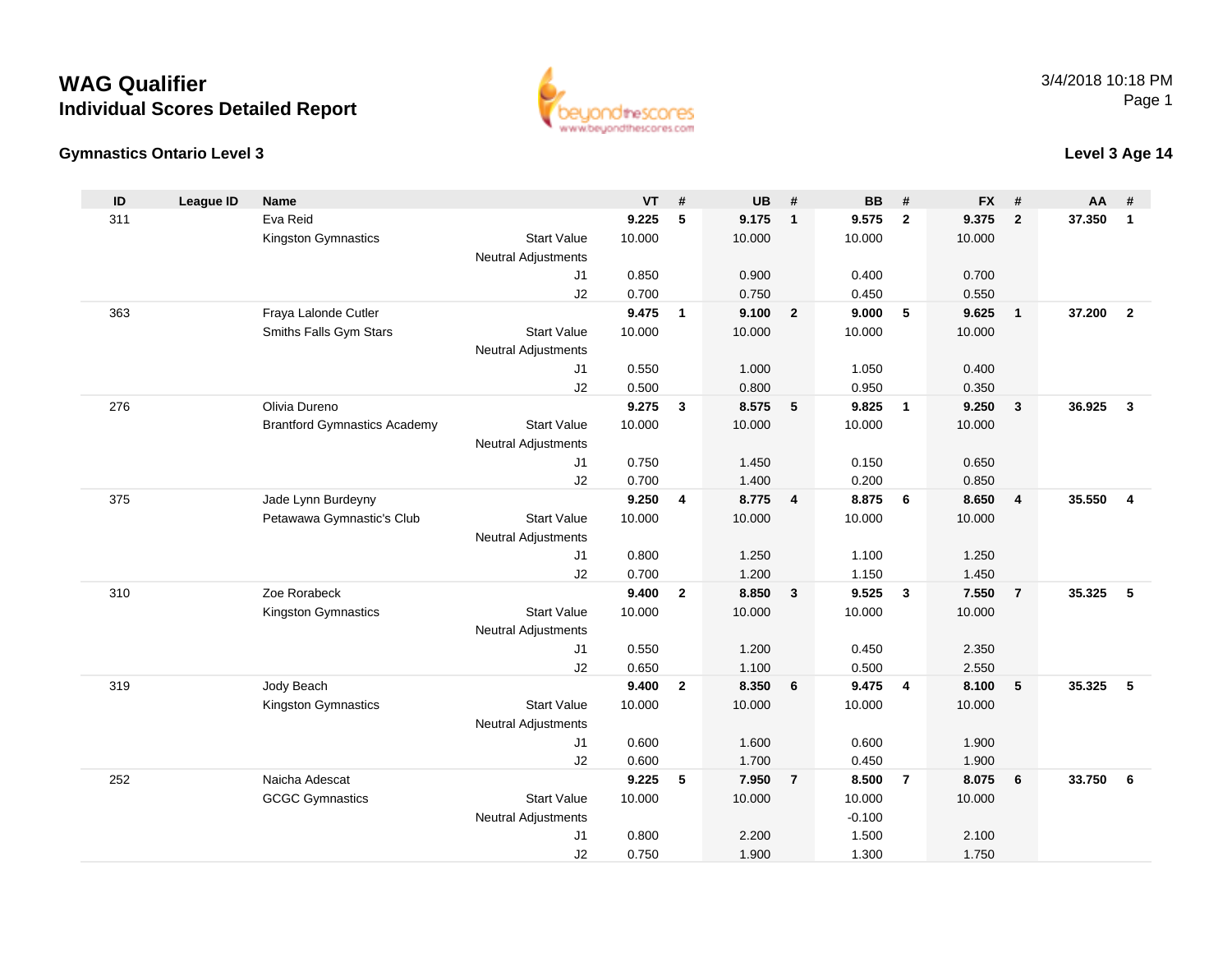# WAG Qualifier

## Individual Scores Detailed Report

3/4/2018 10:18 PM

### Gymnastics Ontario Level 3

### Level 3 Age 14

| ID | League ID | Name | | VT | # | UB | # | BB | # | FX | # | AA | # |
|---|---|---|---|---|---|---|---|---|---|---|---|---|---|
| 311 | | Eva Reid | | **9.225** | **5** | **9.175** | **1** | **9.575** | **2** | **9.375** | **2** | **37.350** | **1** |
| | | Kingston Gymnastics | Start Value | 10.000 | | 10.000 | | 10.000 | | 10.000 | | | |
| | | | Neutral Adjustments | | | | | | | | | | |
| | | | J1 | 0.850 | | 0.900 | | 0.400 | | 0.700 | | | |
| | | | J2 | 0.700 | | 0.750 | | 0.450 | | 0.550 | | | |
| 363 | | Fraya Lalonde Cutler | | **9.475** | **1** | **9.100** | **2** | **9.000** | **5** | **9.625** | **1** | **37.200** | **2** |
| | | Smiths Falls Gym Stars | Start Value | 10.000 | | 10.000 | | 10.000 | | 10.000 | | | |
| | | | Neutral Adjustments | | | | | | | | | | |
| | | | J1 | 0.550 | | 1.000 | | 1.050 | | 0.400 | | | |
| | | | J2 | 0.500 | | 0.800 | | 0.950 | | 0.350 | | | |
| 276 | | Olivia Dureno | | **9.275** | **3** | **8.575** | **5** | **9.825** | **1** | **9.250** | **3** | **36.925** | **3** |
| | | Brantford Gymnastics Academy | Start Value | 10.000 | | 10.000 | | 10.000 | | 10.000 | | | |
| | | | Neutral Adjustments | | | | | | | | | | |
| | | | J1 | 0.750 | | 1.450 | | 0.150 | | 0.650 | | | |
| | | | J2 | 0.700 | | 1.400 | | 0.200 | | 0.850 | | | |
| 375 | | Jade Lynn Burdeyny | | **9.250** | **4** | **8.775** | **4** | **8.875** | **6** | **8.650** | **4** | **35.550** | **4** |
| | | Petawawa Gymnastic's Club | Start Value | 10.000 | | 10.000 | | 10.000 | | 10.000 | | | |
| | | | Neutral Adjustments | | | | | | | | | | |
| | | | J1 | 0.800 | | 1.250 | | 1.100 | | 1.250 | | | |
| | | | J2 | 0.700 | | 1.200 | | 1.150 | | 1.450 | | | |
| 310 | | Zoe Rorabeck | | **9.400** | **2** | **8.850** | **3** | **9.525** | **3** | **7.550** | **7** | **35.325** | **5** |
| | | Kingston Gymnastics | Start Value | 10.000 | | 10.000 | | 10.000 | | 10.000 | | | |
| | | | Neutral Adjustments | | | | | | | | | | |
| | | | J1 | 0.550 | | 1.200 | | 0.450 | | 2.350 | | | |
| | | | J2 | 0.650 | | 1.100 | | 0.500 | | 2.550 | | | |
| 319 | | Jody Beach | | **9.400** | **2** | **8.350** | **6** | **9.475** | **4** | **8.100** | **5** | **35.325** | **5** |
| | | Kingston Gymnastics | Start Value | 10.000 | | 10.000 | | 10.000 | | 10.000 | | | |
| | | | Neutral Adjustments | | | | | | | | | | |
| | | | J1 | 0.600 | | 1.600 | | 0.600 | | 1.900 | | | |
| | | | J2 | 0.600 | | 1.700 | | 0.450 | | 1.900 | | | |
| 252 | | Naicha Adescat | | **9.225** | **5** | **7.950** | **7** | **8.500** | **7** | **8.075** | **6** | **33.750** | **6** |
| | | GCGC Gymnastics | Start Value | 10.000 | | 10.000 | | 10.000 | | 10.000 | | | |
| | | | Neutral Adjustments | | | | | -0.100 | | | | | |
| | | | J1 | 0.800 | | 2.200 | | 1.500 | | 2.100 | | | |
| | | | J2 | 0.750 | | 1.900 | | 1.300 | | 1.750 | | | |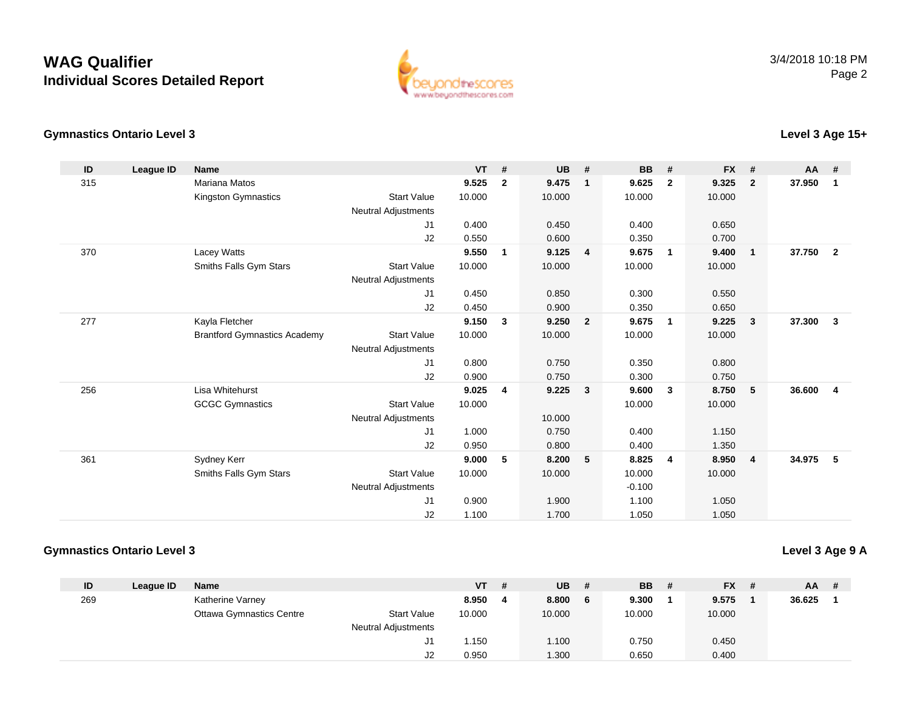# WAG Qualifier
## Individual Scores Detailed Report

### Gymnastics Ontario Level 3

**Level 3 Age 15+**

| ID | League ID | Name | | VT | # | UB | # | BB | # | FX | # | AA | # |
|---|---|---|---|---|---|---|---|---|---|---|---|---|---|
| 315 | | Mariana Matos | | **9.525** | **2** | **9.475** | **1** | **9.625** | **2** | **9.325** | **2** | **37.950** | **1** |
| | | Kingston Gymnastics | Start Value | 10.000 | | 10.000 | | 10.000 | | 10.000 | | | |
| | | | Neutral Adjustments | | | | | | | | | | |
| | | | J1 | 0.400 | | 0.450 | | 0.400 | | 0.650 | | | |
| | | | J2 | 0.550 | | 0.600 | | 0.350 | | 0.700 | | | |
| 370 | | Lacey Watts | | **9.550** | **1** | **9.125** | **4** | **9.675** | **1** | **9.400** | **1** | **37.750** | **2** |
| | | Smiths Falls Gym Stars | Start Value | 10.000 | | 10.000 | | 10.000 | | 10.000 | | | |
| | | | Neutral Adjustments | | | | | | | | | | |
| | | | J1 | 0.450 | | 0.850 | | 0.300 | | 0.550 | | | |
| | | | J2 | 0.450 | | 0.900 | | 0.350 | | 0.650 | | | |
| 277 | | Kayla Fletcher | | **9.150** | **3** | **9.250** | **2** | **9.675** | **1** | **9.225** | **3** | **37.300** | **3** |
| | | Brantford Gymnastics Academy | Start Value | 10.000 | | 10.000 | | 10.000 | | 10.000 | | | |
| | | | Neutral Adjustments | | | | | | | | | | |
| | | | J1 | 0.800 | | 0.750 | | 0.350 | | 0.800 | | | |
| | | | J2 | 0.900 | | 0.750 | | 0.300 | | 0.750 | | | |
| 256 | | Lisa Whitehurst | | **9.025** | **4** | **9.225** | **3** | **9.600** | **3** | **8.750** | **5** | **36.600** | **4** |
| | | GCGC Gymnastics | Start Value | 10.000 | | | | 10.000 | | 10.000 | | | |
| | | | Neutral Adjustments | | | 10.000 | | | | | | | |
| | | | J1 | 1.000 | | 0.750 | | 0.400 | | 1.150 | | | |
| | | | J2 | 0.950 | | 0.800 | | 0.400 | | 1.350 | | | |
| 361 | | Sydney Kerr | | **9.000** | **5** | **8.200** | **5** | **8.825** | **4** | **8.950** | **4** | **34.975** | **5** |
| | | Smiths Falls Gym Stars | Start Value | 10.000 | | 10.000 | | 10.000 | | 10.000 | | | |
| | | | Neutral Adjustments | | | | | -0.100 | | | | | |
| | | | J1 | 0.900 | | 1.900 | | 1.100 | | 1.050 | | | |
| | | | J2 | 1.100 | | 1.700 | | 1.050 | | 1.050 | | | |

### Gymnastics Ontario Level 3

**Level 3 Age 9 A**

| ID | League ID | Name | | VT | # | UB | # | BB | # | FX | # | AA | # |
|---|---|---|---|---|---|---|---|---|---|---|---|---|---|
| 269 | | Katherine Varney | | **8.950** | **4** | **8.800** | **6** | **9.300** | **1** | **9.575** | **1** | **36.625** | **1** |
| | | Ottawa Gymnastics Centre | Start Value | 10.000 | | 10.000 | | 10.000 | | 10.000 | | | |
| | | | Neutral Adjustments | | | | | | | | | | |
| | | | J1 | 1.150 | | 1.100 | | 0.750 | | 0.450 | | | |
| | | | J2 | 0.950 | | 1.300 | | 0.650 | | 0.400 | | | |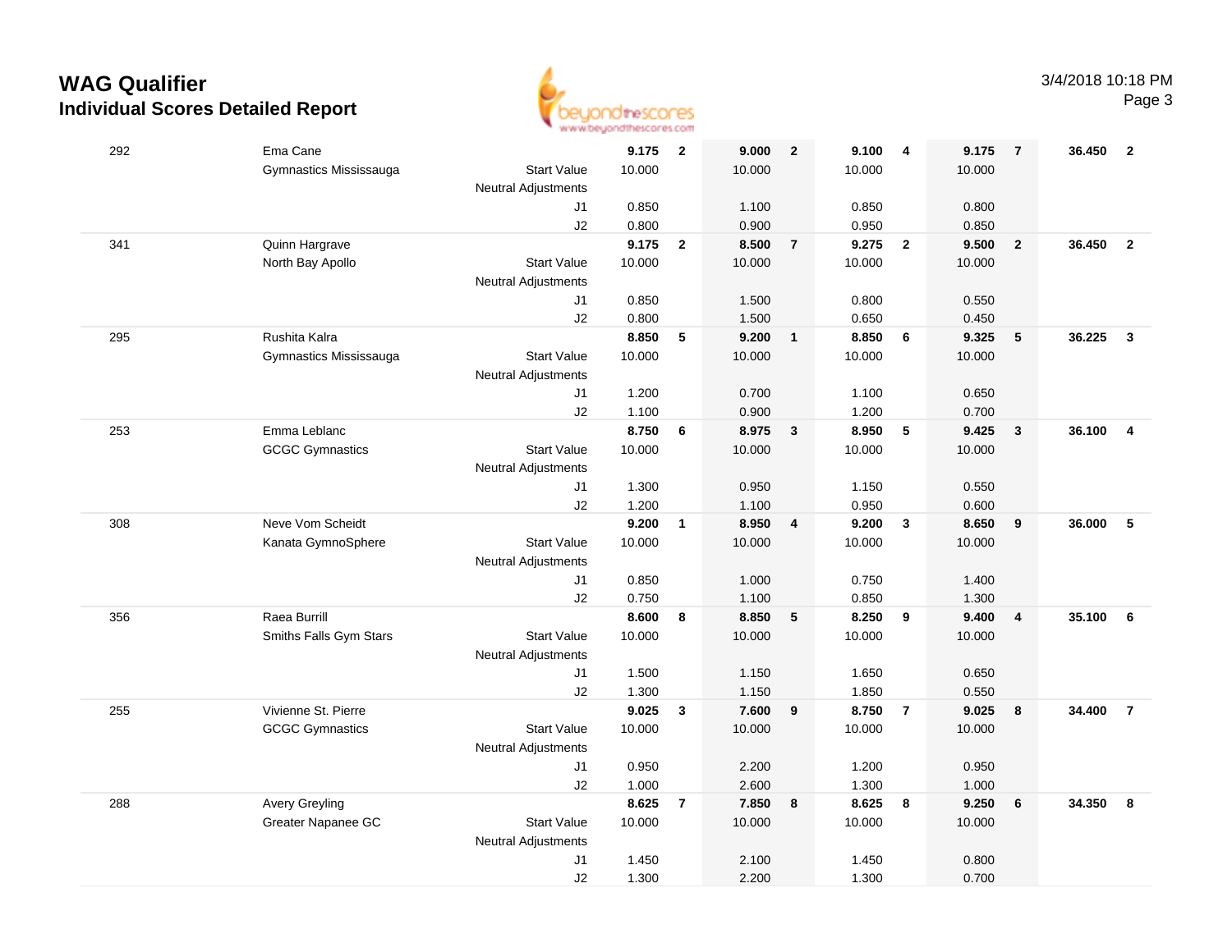# WAG Qualifier

## Individual Scores Detailed Report

3/4/2018 10:18 PM

| | | | | | | | | | | | | |
|---|---|---|---|---|---|---|---|---|---|---|---|---|
| 292 | Ema Cane | | 9.175 | 2 | 9.000 | 2 | 9.100 | 4 | 9.175 | 7 | 36.450 | 2 |
| | Gymnastics Mississauga | Start Value | 10.000 | | 10.000 | | 10.000 | | 10.000 | | | |
| | | Neutral Adjustments | | | | | | | | | | |
| | | J1 | 0.850 | | 1.100 | | 0.850 | | 0.800 | | | |
| | | J2 | 0.800 | | 0.900 | | 0.950 | | 0.850 | | | |
| 341 | Quinn Hargrave | | 9.175 | 2 | 8.500 | 7 | 9.275 | 2 | 9.500 | 2 | 36.450 | 2 |
| | North Bay Apollo | Start Value | 10.000 | | 10.000 | | 10.000 | | 10.000 | | | |
| | | Neutral Adjustments | | | | | | | | | | |
| | | J1 | 0.850 | | 1.500 | | 0.800 | | 0.550 | | | |
| | | J2 | 0.800 | | 1.500 | | 0.650 | | 0.450 | | | |
| 295 | Rushita Kalra | | 8.850 | 5 | 9.200 | 1 | 8.850 | 6 | 9.325 | 5 | 36.225 | 3 |
| | Gymnastics Mississauga | Start Value | 10.000 | | 10.000 | | 10.000 | | 10.000 | | | |
| | | Neutral Adjustments | | | | | | | | | | |
| | | J1 | 1.200 | | 0.700 | | 1.100 | | 0.650 | | | |
| | | J2 | 1.100 | | 0.900 | | 1.200 | | 0.700 | | | |
| 253 | Emma Leblanc | | 8.750 | 6 | 8.975 | 3 | 8.950 | 5 | 9.425 | 3 | 36.100 | 4 |
| | GCGC Gymnastics | Start Value | 10.000 | | 10.000 | | 10.000 | | 10.000 | | | |
| | | Neutral Adjustments | | | | | | | | | | |
| | | J1 | 1.300 | | 0.950 | | 1.150 | | 0.550 | | | |
| | | J2 | 1.200 | | 1.100 | | 0.950 | | 0.600 | | | |
| 308 | Neve Vom Scheidt | | 9.200 | 1 | 8.950 | 4 | 9.200 | 3 | 8.650 | 9 | 36.000 | 5 |
| | Kanata GymnoSphere | Start Value | 10.000 | | 10.000 | | 10.000 | | 10.000 | | | |
| | | Neutral Adjustments | | | | | | | | | | |
| | | J1 | 0.850 | | 1.000 | | 0.750 | | 1.400 | | | |
| | | J2 | 0.750 | | 1.100 | | 0.850 | | 1.300 | | | |
| 356 | Raea Burrill | | 8.600 | 8 | 8.850 | 5 | 8.250 | 9 | 9.400 | 4 | 35.100 | 6 |
| | Smiths Falls Gym Stars | Start Value | 10.000 | | 10.000 | | 10.000 | | 10.000 | | | |
| | | Neutral Adjustments | | | | | | | | | | |
| | | J1 | 1.500 | | 1.150 | | 1.650 | | 0.650 | | | |
| | | J2 | 1.300 | | 1.150 | | 1.850 | | 0.550 | | | |
| 255 | Vivienne St. Pierre | | 9.025 | 3 | 7.600 | 9 | 8.750 | 7 | 9.025 | 8 | 34.400 | 7 |
| | GCGC Gymnastics | Start Value | 10.000 | | 10.000 | | 10.000 | | 10.000 | | | |
| | | Neutral Adjustments | | | | | | | | | | |
| | | J1 | 0.950 | | 2.200 | | 1.200 | | 0.950 | | | |
| | | J2 | 1.000 | | 2.600 | | 1.300 | | 1.000 | | | |
| 288 | Avery Greyling | | 8.625 | 7 | 7.850 | 8 | 8.625 | 8 | 9.250 | 6 | 34.350 | 8 |
| | Greater Napanee GC | Start Value | 10.000 | | 10.000 | | 10.000 | | 10.000 | | | |
| | | Neutral Adjustments | | | | | | | | | | |
| | | J1 | 1.450 | | 2.100 | | 1.450 | | 0.800 | | | |
| | | J2 | 1.300 | | 2.200 | | 1.300 | | 0.700 | | | |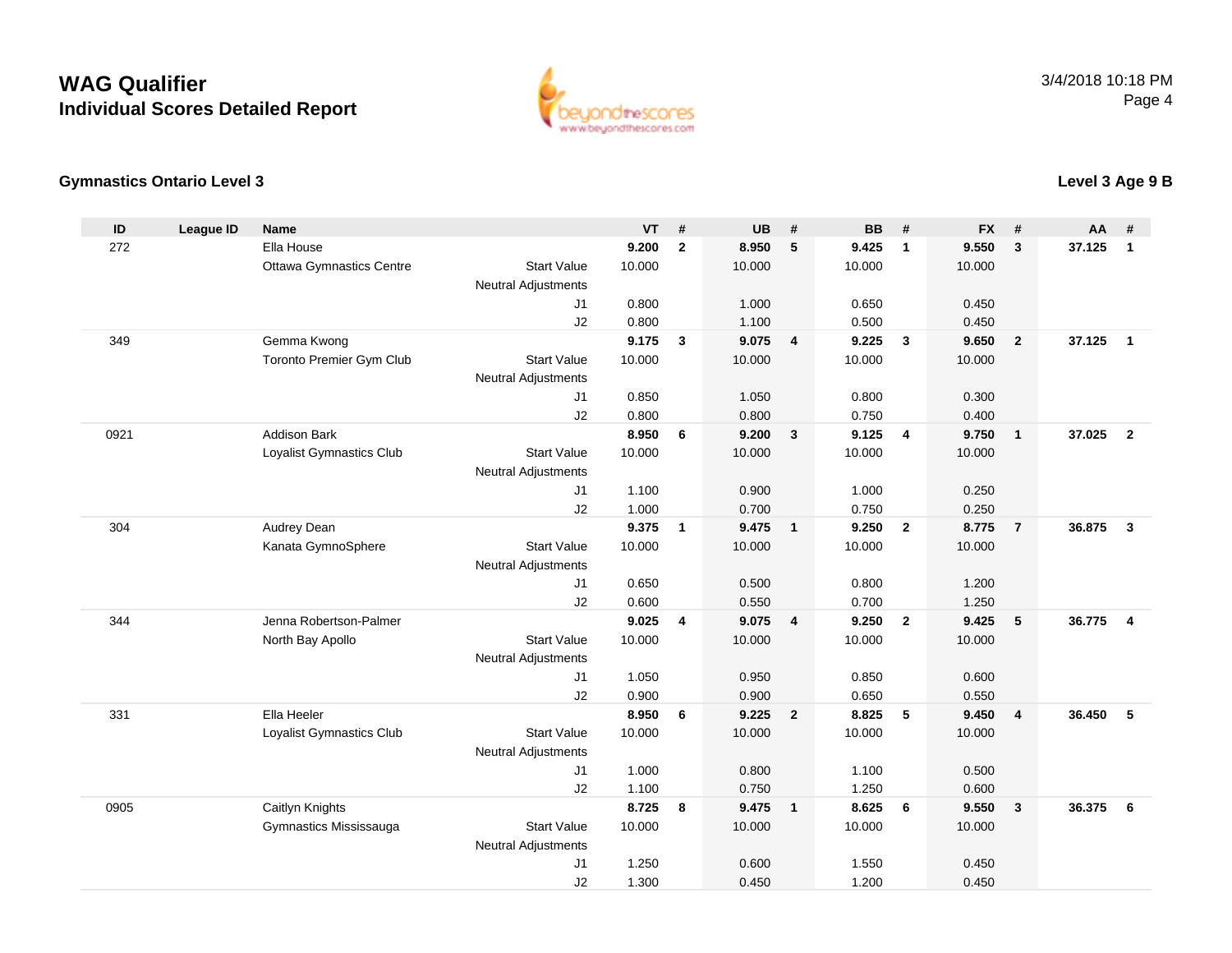# WAG Qualifier
## Individual Scores Detailed Report

3/4/2018 10:18 PM

### Gymnastics Ontario Level 3

### Level 3 Age 9 B

| ID | League ID | Name | | VT | # | UB | # | BB | # | FX | # | AA | # |
|---|---|---|---|---|---|---|---|---|---|---|---|---|---|
| 272 | | Ella House | | **9.200** | **2** | **8.950** | **5** | **9.425** | **1** | **9.550** | **3** | **37.125** | **1** |
| | | Ottawa Gymnastics Centre | Start Value | 10.000 | | 10.000 | | 10.000 | | 10.000 | | | |
| | | | Neutral Adjustments | | | | | | | | | | |
| | | | J1 | 0.800 | | 1.000 | | 0.650 | | 0.450 | | | |
| | | | J2 | 0.800 | | 1.100 | | 0.500 | | 0.450 | | | |
| 349 | | Gemma Kwong | | **9.175** | **3** | **9.075** | **4** | **9.225** | **3** | **9.650** | **2** | **37.125** | **1** |
| | | Toronto Premier Gym Club | Start Value | 10.000 | | 10.000 | | 10.000 | | 10.000 | | | |
| | | | Neutral Adjustments | | | | | | | | | | |
| | | | J1 | 0.850 | | 1.050 | | 0.800 | | 0.300 | | | |
| | | | J2 | 0.800 | | 0.800 | | 0.750 | | 0.400 | | | |
| 0921 | | Addison Bark | | **8.950** | **6** | **9.200** | **3** | **9.125** | **4** | **9.750** | **1** | **37.025** | **2** |
| | | Loyalist Gymnastics Club | Start Value | 10.000 | | 10.000 | | 10.000 | | 10.000 | | | |
| | | | Neutral Adjustments | | | | | | | | | | |
| | | | J1 | 1.100 | | 0.900 | | 1.000 | | 0.250 | | | |
| | | | J2 | 1.000 | | 0.700 | | 0.750 | | 0.250 | | | |
| 304 | | Audrey Dean | | **9.375** | **1** | **9.475** | **1** | **9.250** | **2** | **8.775** | **7** | **36.875** | **3** |
| | | Kanata GymnoSphere | Start Value | 10.000 | | 10.000 | | 10.000 | | 10.000 | | | |
| | | | Neutral Adjustments | | | | | | | | | | |
| | | | J1 | 0.650 | | 0.500 | | 0.800 | | 1.200 | | | |
| | | | J2 | 0.600 | | 0.550 | | 0.700 | | 1.250 | | | |
| 344 | | Jenna Robertson-Palmer | | **9.025** | **4** | **9.075** | **4** | **9.250** | **2** | **9.425** | **5** | **36.775** | **4** |
| | | North Bay Apollo | Start Value | 10.000 | | 10.000 | | 10.000 | | 10.000 | | | |
| | | | Neutral Adjustments | | | | | | | | | | |
| | | | J1 | 1.050 | | 0.950 | | 0.850 | | 0.600 | | | |
| | | | J2 | 0.900 | | 0.900 | | 0.650 | | 0.550 | | | |
| 331 | | Ella Heeler | | **8.950** | **6** | **9.225** | **2** | **8.825** | **5** | **9.450** | **4** | **36.450** | **5** |
| | | Loyalist Gymnastics Club | Start Value | 10.000 | | 10.000 | | 10.000 | | 10.000 | | | |
| | | | Neutral Adjustments | | | | | | | | | | |
| | | | J1 | 1.000 | | 0.800 | | 1.100 | | 0.500 | | | |
| | | | J2 | 1.100 | | 0.750 | | 1.250 | | 0.600 | | | |
| 0905 | | Caitlyn Knights | | **8.725** | **8** | **9.475** | **1** | **8.625** | **6** | **9.550** | **3** | **36.375** | **6** |
| | | Gymnastics Mississauga | Start Value | 10.000 | | 10.000 | | 10.000 | | 10.000 | | | |
| | | | Neutral Adjustments | | | | | | | | | | |
| | | | J1 | 1.250 | | 0.600 | | 1.550 | | 0.450 | | | |
| | | | J2 | 1.300 | | 0.450 | | 1.200 | | 0.450 | | | |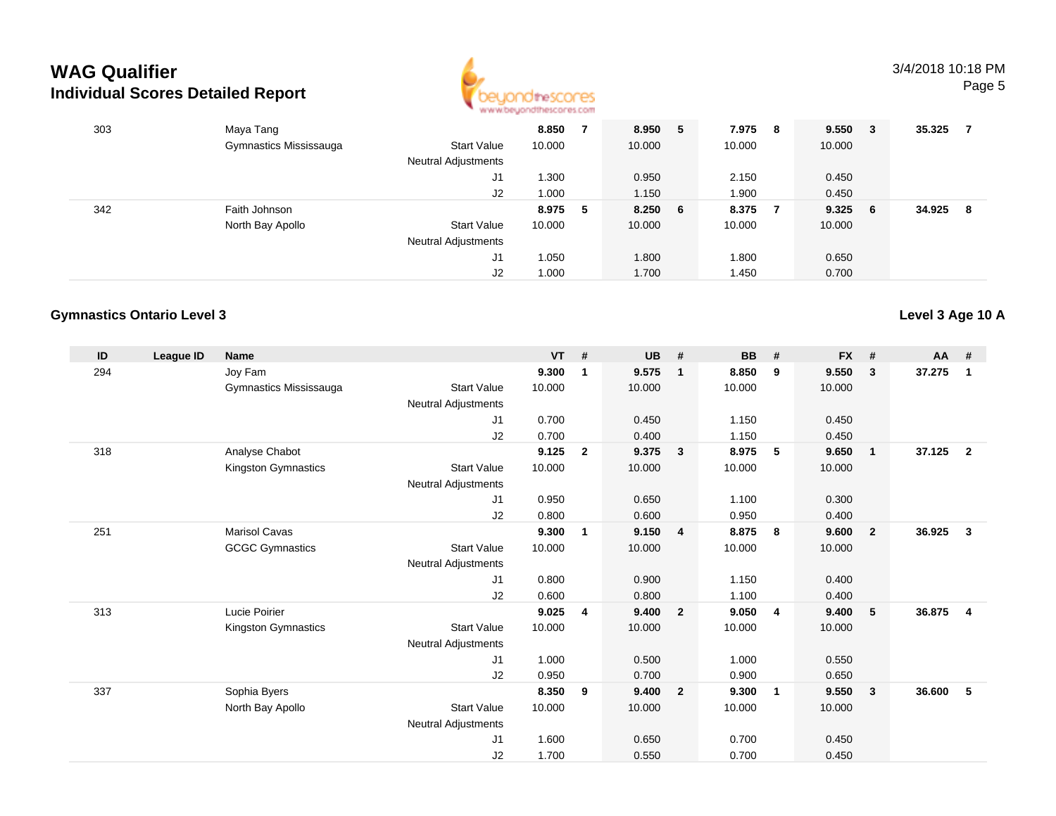# WAG Qualifier

## Individual Scores Detailed Report

| ID | League ID | Name | | VT | # | UB | # | BB | # | FX | # | AA | # |
|---|---|---|---|---|---|---|---|---|---|---|---|---|---|
| 303 | | Maya Tang | | **8.850** | **7** | **8.950** | **5** | **7.975** | **8** | **9.550** | **3** | **35.325** | **7** |
| | | Gymnastics Mississauga | Start Value | 10.000 | | 10.000 | | 10.000 | | 10.000 | | | |
| | | | Neutral Adjustments | | | | | | | | | | |
| | | | J1 | 1.300 | | 0.950 | | 2.150 | | 0.450 | | | |
| | | | J2 | 1.000 | | 1.150 | | 1.900 | | 0.450 | | | |
| 342 | | Faith Johnson | | **8.975** | **5** | **8.250** | **6** | **8.375** | **7** | **9.325** | **6** | **34.925** | **8** |
| | | North Bay Apollo | Start Value | 10.000 | | 10.000 | | 10.000 | | 10.000 | | | |
| | | | Neutral Adjustments | | | | | | | | | | |
| | | | J1 | 1.050 | | 1.800 | | 1.800 | | 0.650 | | | |
| | | | J2 | 1.000 | | 1.700 | | 1.450 | | 0.700 | | | |

### Gymnastics Ontario Level 3

### Level 3 Age 10 A

| ID | League ID | Name | | VT | # | UB | # | BB | # | FX | # | AA | # |
|---|---|---|---|---|---|---|---|---|---|---|---|---|---|
| 294 | | Joy Fam | | **9.300** | **1** | **9.575** | **1** | **8.850** | **9** | **9.550** | **3** | **37.275** | **1** |
| | | Gymnastics Mississauga | Start Value | 10.000 | | 10.000 | | 10.000 | | 10.000 | | | |
| | | | Neutral Adjustments | | | | | | | | | | |
| | | | J1 | 0.700 | | 0.450 | | 1.150 | | 0.450 | | | |
| | | | J2 | 0.700 | | 0.400 | | 1.150 | | 0.450 | | | |
| 318 | | Analyse Chabot | | **9.125** | **2** | **9.375** | **3** | **8.975** | **5** | **9.650** | **1** | **37.125** | **2** |
| | | Kingston Gymnastics | Start Value | 10.000 | | 10.000 | | 10.000 | | 10.000 | | | |
| | | | Neutral Adjustments | | | | | | | | | | |
| | | | J1 | 0.950 | | 0.650 | | 1.100 | | 0.300 | | | |
| | | | J2 | 0.800 | | 0.600 | | 0.950 | | 0.400 | | | |
| 251 | | Marisol Cavas | | **9.300** | **1** | **9.150** | **4** | **8.875** | **8** | **9.600** | **2** | **36.925** | **3** |
| | | GCGC Gymnastics | Start Value | 10.000 | | 10.000 | | 10.000 | | 10.000 | | | |
| | | | Neutral Adjustments | | | | | | | | | | |
| | | | J1 | 0.800 | | 0.900 | | 1.150 | | 0.400 | | | |
| | | | J2 | 0.600 | | 0.800 | | 1.100 | | 0.400 | | | |
| 313 | | Lucie Poirier | | **9.025** | **4** | **9.400** | **2** | **9.050** | **4** | **9.400** | **5** | **36.875** | **4** |
| | | Kingston Gymnastics | Start Value | 10.000 | | 10.000 | | 10.000 | | 10.000 | | | |
| | | | Neutral Adjustments | | | | | | | | | | |
| | | | J1 | 1.000 | | 0.500 | | 1.000 | | 0.550 | | | |
| | | | J2 | 0.950 | | 0.700 | | 0.900 | | 0.650 | | | |
| 337 | | Sophia Byers | | **8.350** | **9** | **9.400** | **2** | **9.300** | **1** | **9.550** | **3** | **36.600** | **5** |
| | | North Bay Apollo | Start Value | 10.000 | | 10.000 | | 10.000 | | 10.000 | | | |
| | | | Neutral Adjustments | | | | | | | | | | |
| | | | J1 | 1.600 | | 0.650 | | 0.700 | | 0.450 | | | |
| | | | J2 | 1.700 | | 0.550 | | 0.700 | | 0.450 | | | |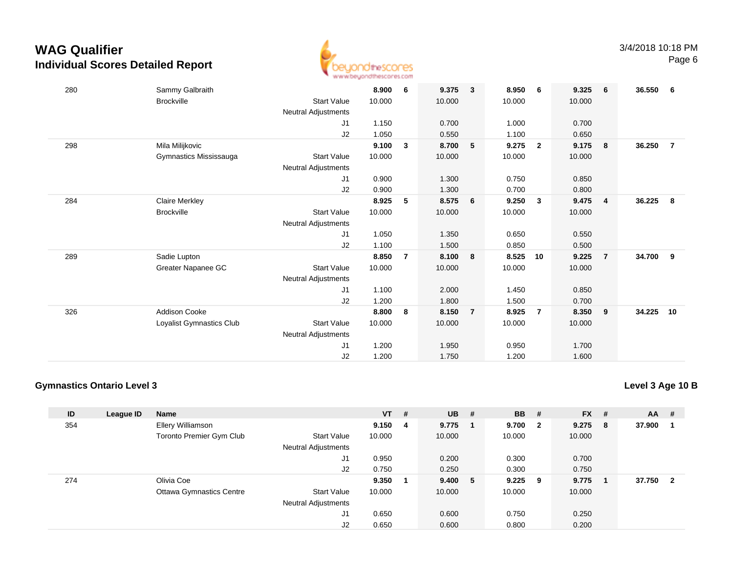# WAG Qualifier
## Individual Scores Detailed Report

| ID | League ID | Name | | VT | # | UB | # | BB | # | FX | # | AA | # |
|---|---|---|---|---|---|---|---|---|---|---|---|---|---|
| 280 | | Sammy Galbraith | | **8.900** | **6** | **9.375** | **3** | **8.950** | **6** | **9.325** | **6** | **36.550** | **6** |
| | | Brockville | Start Value | 10.000 | | 10.000 | | 10.000 | | 10.000 | | | |
| | | | Neutral Adjustments | | | | | | | | | | |
| | | | J1 | 1.150 | | 0.700 | | 1.000 | | 0.700 | | | |
| | | | J2 | 1.050 | | 0.550 | | 1.100 | | 0.650 | | | |
| 298 | | Mila Milijkovic | | **9.100** | **3** | **8.700** | **5** | **9.275** | **2** | **9.175** | **8** | **36.250** | **7** |
| | | Gymnastics Mississauga | Start Value | 10.000 | | 10.000 | | 10.000 | | 10.000 | | | |
| | | | Neutral Adjustments | | | | | | | | | | |
| | | | J1 | 0.900 | | 1.300 | | 0.750 | | 0.850 | | | |
| | | | J2 | 0.900 | | 1.300 | | 0.700 | | 0.800 | | | |
| 284 | | Claire Merkley | | **8.925** | **5** | **8.575** | **6** | **9.250** | **3** | **9.475** | **4** | **36.225** | **8** |
| | | Brockville | Start Value | 10.000 | | 10.000 | | 10.000 | | 10.000 | | | |
| | | | Neutral Adjustments | | | | | | | | | | |
| | | | J1 | 1.050 | | 1.350 | | 0.650 | | 0.550 | | | |
| | | | J2 | 1.100 | | 1.500 | | 0.850 | | 0.500 | | | |
| 289 | | Sadie Lupton | | **8.850** | **7** | **8.100** | **8** | **8.525** | **10** | **9.225** | **7** | **34.700** | **9** |
| | | Greater Napanee GC | Start Value | 10.000 | | 10.000 | | 10.000 | | 10.000 | | | |
| | | | Neutral Adjustments | | | | | | | | | | |
| | | | J1 | 1.100 | | 2.000 | | 1.450 | | 0.850 | | | |
| | | | J2 | 1.200 | | 1.800 | | 1.500 | | 0.700 | | | |
| 326 | | Addison Cooke | | **8.800** | **8** | **8.150** | **7** | **8.925** | **7** | **8.350** | **9** | **34.225** | **10** |
| | | Loyalist Gymnastics Club | Start Value | 10.000 | | 10.000 | | 10.000 | | 10.000 | | | |
| | | | Neutral Adjustments | | | | | | | | | | |
| | | | J1 | 1.200 | | 1.950 | | 0.950 | | 1.700 | | | |
| | | | J2 | 1.200 | | 1.750 | | 1.200 | | 1.600 | | | |

### Gymnastics Ontario Level 3

**Level 3 Age 10 B**

| ID | League ID | Name | | VT | # | UB | # | BB | # | FX | # | AA | # |
|---|---|---|---|---|---|---|---|---|---|---|---|---|---|
| 354 | | Ellery Williamson | | **9.150** | **4** | **9.775** | **1** | **9.700** | **2** | **9.275** | **8** | **37.900** | **1** |
| | | Toronto Premier Gym Club | Start Value | 10.000 | | 10.000 | | 10.000 | | 10.000 | | | |
| | | | Neutral Adjustments | | | | | | | | | | |
| | | | J1 | 0.950 | | 0.200 | | 0.300 | | 0.700 | | | |
| | | | J2 | 0.750 | | 0.250 | | 0.300 | | 0.750 | | | |
| 274 | | Olivia Coe | | **9.350** | **1** | **9.400** | **5** | **9.225** | **9** | **9.775** | **1** | **37.750** | **2** |
| | | Ottawa Gymnastics Centre | Start Value | 10.000 | | 10.000 | | 10.000 | | 10.000 | | | |
| | | | Neutral Adjustments | | | | | | | | | | |
| | | | J1 | 0.650 | | 0.600 | | 0.750 | | 0.250 | | | |
| | | | J2 | 0.650 | | 0.600 | | 0.800 | | 0.200 | | | |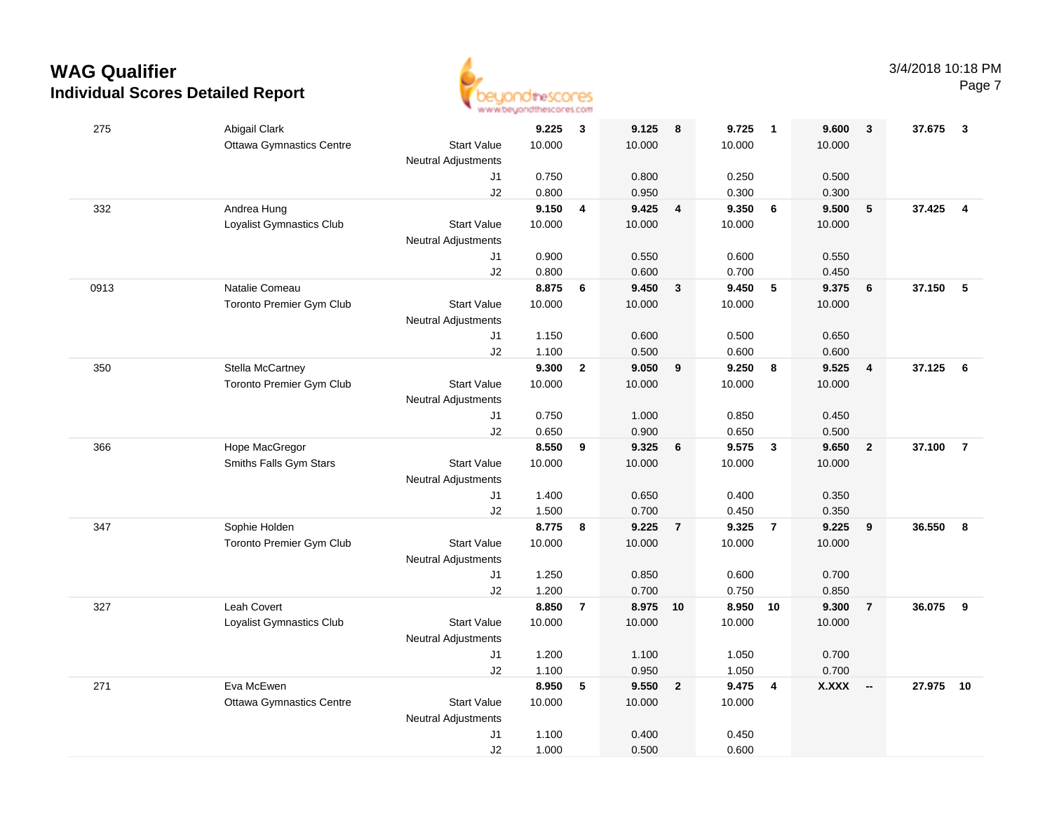# WAG Qualifier
## Individual Scores Detailed Report

| | | | | | | | | | | | | |
|---|---|---|---|---|---|---|---|---|---|---|---|---|
| 275 | Abigail Clark | | **9.225** | **3** | **9.125** | **8** | **9.725** | **1** | **9.600** | **3** | **37.675** | **3** |
| | Ottawa Gymnastics Centre | Start Value | 10.000 | | 10.000 | | 10.000 | | 10.000 | | | |
| | | Neutral Adjustments | | | | | | | | | | |
| | | J1 | 0.750 | | 0.800 | | 0.250 | | 0.500 | | | |
| | | J2 | 0.800 | | 0.950 | | 0.300 | | 0.300 | | | |
| 332 | Andrea Hung | | **9.150** | **4** | **9.425** | **4** | **9.350** | **6** | **9.500** | **5** | **37.425** | **4** |
| | Loyalist Gymnastics Club | Start Value | 10.000 | | 10.000 | | 10.000 | | 10.000 | | | |
| | | Neutral Adjustments | | | | | | | | | | |
| | | J1 | 0.900 | | 0.550 | | 0.600 | | 0.550 | | | |
| | | J2 | 0.800 | | 0.600 | | 0.700 | | 0.450 | | | |
| 0913 | Natalie Comeau | | **8.875** | **6** | **9.450** | **3** | **9.450** | **5** | **9.375** | **6** | **37.150** | **5** |
| | Toronto Premier Gym Club | Start Value | 10.000 | | 10.000 | | 10.000 | | 10.000 | | | |
| | | Neutral Adjustments | | | | | | | | | | |
| | | J1 | 1.150 | | 0.600 | | 0.500 | | 0.650 | | | |
| | | J2 | 1.100 | | 0.500 | | 0.600 | | 0.600 | | | |
| 350 | Stella McCartney | | **9.300** | **2** | **9.050** | **9** | **9.250** | **8** | **9.525** | **4** | **37.125** | **6** |
| | Toronto Premier Gym Club | Start Value | 10.000 | | 10.000 | | 10.000 | | 10.000 | | | |
| | | Neutral Adjustments | | | | | | | | | | |
| | | J1 | 0.750 | | 1.000 | | 0.850 | | 0.450 | | | |
| | | J2 | 0.650 | | 0.900 | | 0.650 | | 0.500 | | | |
| 366 | Hope MacGregor | | **8.550** | **9** | **9.325** | **6** | **9.575** | **3** | **9.650** | **2** | **37.100** | **7** |
| | Smiths Falls Gym Stars | Start Value | 10.000 | | 10.000 | | 10.000 | | 10.000 | | | |
| | | Neutral Adjustments | | | | | | | | | | |
| | | J1 | 1.400 | | 0.650 | | 0.400 | | 0.350 | | | |
| | | J2 | 1.500 | | 0.700 | | 0.450 | | 0.350 | | | |
| 347 | Sophie Holden | | **8.775** | **8** | **9.225** | **7** | **9.325** | **7** | **9.225** | **9** | **36.550** | **8** |
| | Toronto Premier Gym Club | Start Value | 10.000 | | 10.000 | | 10.000 | | 10.000 | | | |
| | | Neutral Adjustments | | | | | | | | | | |
| | | J1 | 1.250 | | 0.850 | | 0.600 | | 0.700 | | | |
| | | J2 | 1.200 | | 0.700 | | 0.750 | | 0.850 | | | |
| 327 | Leah Covert | | **8.850** | **7** | **8.975** | **10** | **8.950** | **10** | **9.300** | **7** | **36.075** | **9** |
| | Loyalist Gymnastics Club | Start Value | 10.000 | | 10.000 | | 10.000 | | 10.000 | | | |
| | | Neutral Adjustments | | | | | | | | | | |
| | | J1 | 1.200 | | 1.100 | | 1.050 | | 0.700 | | | |
| | | J2 | 1.100 | | 0.950 | | 1.050 | | 0.700 | | | |
| 271 | Eva McEwen | | **8.950** | **5** | **9.550** | **2** | **9.475** | **4** | **X.XXX** | **--** | **27.975** | **10** |
| | Ottawa Gymnastics Centre | Start Value | 10.000 | | 10.000 | | 10.000 | | | | | |
| | | Neutral Adjustments | | | | | | | | | | |
| | | J1 | 1.100 | | 0.400 | | 0.450 | | | | | |
| | | J2 | 1.000 | | 0.500 | | 0.600 | | | | | |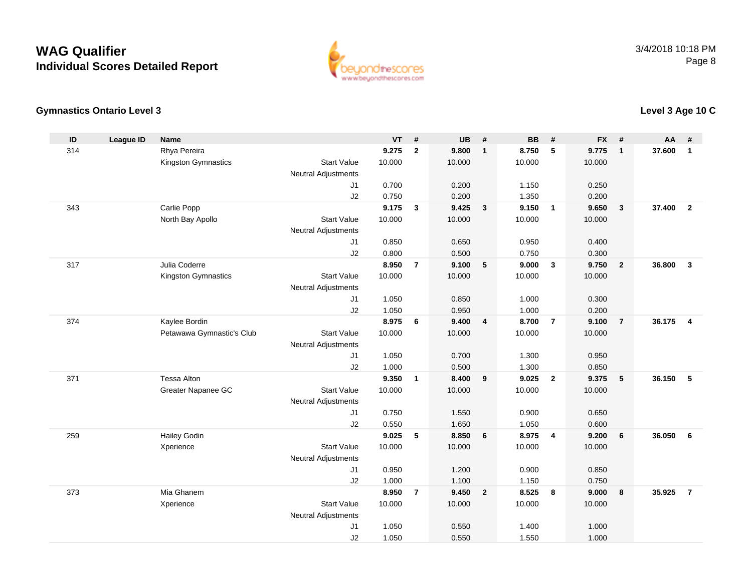# WAG Qualifier

## Individual Scores Detailed Report

3/4/2018 10:18 PM

### Gymnastics Ontario Level 3

### Level 3 Age 10 C

| ID | League ID | Name | | VT | # | UB | # | BB | # | FX | # | AA | # |
|---|---|---|---|---|---|---|---|---|---|---|---|---|---|
| 314 | | Rhya Pereira | | **9.275** | **2** | **9.800** | **1** | **8.750** | **5** | **9.775** | **1** | **37.600** | **1** |
| | | Kingston Gymnastics | Start Value | 10.000 | | 10.000 | | 10.000 | | 10.000 | | | |
| | | | Neutral Adjustments | | | | | | | | | | |
| | | | J1 | 0.700 | | 0.200 | | 1.150 | | 0.250 | | | |
| | | | J2 | 0.750 | | 0.200 | | 1.350 | | 0.200 | | | |
| 343 | | Carlie Popp | | **9.175** | **3** | **9.425** | **3** | **9.150** | **1** | **9.650** | **3** | **37.400** | **2** |
| | | North Bay Apollo | Start Value | 10.000 | | 10.000 | | 10.000 | | 10.000 | | | |
| | | | Neutral Adjustments | | | | | | | | | | |
| | | | J1 | 0.850 | | 0.650 | | 0.950 | | 0.400 | | | |
| | | | J2 | 0.800 | | 0.500 | | 0.750 | | 0.300 | | | |
| 317 | | Julia Coderre | | **8.950** | **7** | **9.100** | **5** | **9.000** | **3** | **9.750** | **2** | **36.800** | **3** |
| | | Kingston Gymnastics | Start Value | 10.000 | | 10.000 | | 10.000 | | 10.000 | | | |
| | | | Neutral Adjustments | | | | | | | | | | |
| | | | J1 | 1.050 | | 0.850 | | 1.000 | | 0.300 | | | |
| | | | J2 | 1.050 | | 0.950 | | 1.000 | | 0.200 | | | |
| 374 | | Kaylee Bordin | | **8.975** | **6** | **9.400** | **4** | **8.700** | **7** | **9.100** | **7** | **36.175** | **4** |
| | | Petawawa Gymnastic's Club | Start Value | 10.000 | | 10.000 | | 10.000 | | 10.000 | | | |
| | | | Neutral Adjustments | | | | | | | | | | |
| | | | J1 | 1.050 | | 0.700 | | 1.300 | | 0.950 | | | |
| | | | J2 | 1.000 | | 0.500 | | 1.300 | | 0.850 | | | |
| 371 | | Tessa Alton | | **9.350** | **1** | **8.400** | **9** | **9.025** | **2** | **9.375** | **5** | **36.150** | **5** |
| | | Greater Napanee GC | Start Value | 10.000 | | 10.000 | | 10.000 | | 10.000 | | | |
| | | | Neutral Adjustments | | | | | | | | | | |
| | | | J1 | 0.750 | | 1.550 | | 0.900 | | 0.650 | | | |
| | | | J2 | 0.550 | | 1.650 | | 1.050 | | 0.600 | | | |
| 259 | | Hailey Godin | | **9.025** | **5** | **8.850** | **6** | **8.975** | **4** | **9.200** | **6** | **36.050** | **6** |
| | | Xperience | Start Value | 10.000 | | 10.000 | | 10.000 | | 10.000 | | | |
| | | | Neutral Adjustments | | | | | | | | | | |
| | | | J1 | 0.950 | | 1.200 | | 0.900 | | 0.850 | | | |
| | | | J2 | 1.000 | | 1.100 | | 1.150 | | 0.750 | | | |
| 373 | | Mia Ghanem | | **8.950** | **7** | **9.450** | **2** | **8.525** | **8** | **9.000** | **8** | **35.925** | **7** |
| | | Xperience | Start Value | 10.000 | | 10.000 | | 10.000 | | 10.000 | | | |
| | | | Neutral Adjustments | | | | | | | | | | |
| | | | J1 | 1.050 | | 0.550 | | 1.400 | | 1.000 | | | |
| | | | J2 | 1.050 | | 0.550 | | 1.550 | | 1.000 | | | |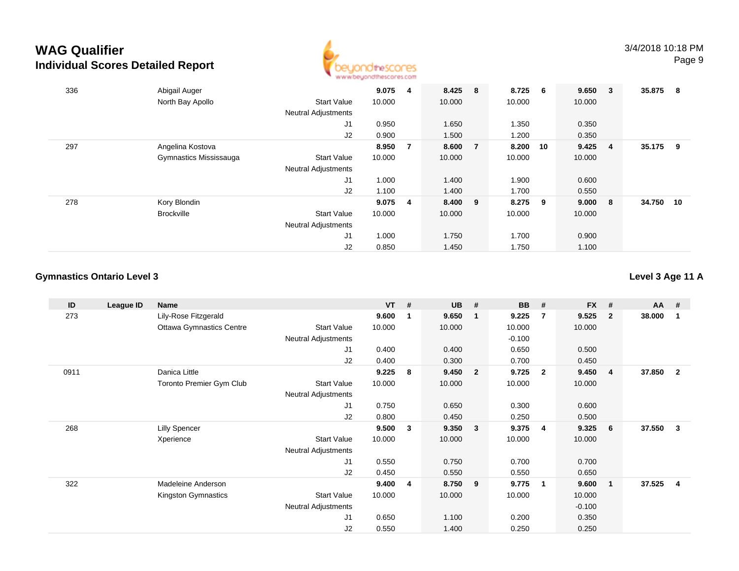# WAG Qualifier
## Individual Scores Detailed Report

3/4/2018 10:18 PM

| | | | | VT | # | UB | # | BB | # | FX | # | AA | # |
|---|---|---|---|---|---|---|---|---|---|---|---|---|---|
| 336 | | Abigail Auger | | 9.075 | 4 | 8.425 | 8 | 8.725 | 6 | 9.650 | 3 | 35.875 | 8 |
| | | North Bay Apollo | Start Value | 10.000 | | 10.000 | | 10.000 | | 10.000 | | | |
| | | | Neutral Adjustments | | | | | | | | | | |
| | | | J1 | 0.950 | | 1.650 | | 1.350 | | 0.350 | | | |
| | | | J2 | 0.900 | | 1.500 | | 1.200 | | 0.350 | | | |
| 297 | | Angelina Kostova | | 8.950 | 7 | 8.600 | 7 | 8.200 | 10 | 9.425 | 4 | 35.175 | 9 |
| | | Gymnastics Mississauga | Start Value | 10.000 | | 10.000 | | 10.000 | | 10.000 | | | |
| | | | Neutral Adjustments | | | | | | | | | | |
| | | | J1 | 1.000 | | 1.400 | | 1.900 | | 0.600 | | | |
| | | | J2 | 1.100 | | 1.400 | | 1.700 | | 0.550 | | | |
| 278 | | Kory Blondin | | 9.075 | 4 | 8.400 | 9 | 8.275 | 9 | 9.000 | 8 | 34.750 | 10 |
| | | Brockville | Start Value | 10.000 | | 10.000 | | 10.000 | | 10.000 | | | |
| | | | Neutral Adjustments | | | | | | | | | | |
| | | | J1 | 1.000 | | 1.750 | | 1.700 | | 0.900 | | | |
| | | | J2 | 0.850 | | 1.450 | | 1.750 | | 1.100 | | | |

### Gymnastics Ontario Level 3

**Level 3 Age 11 A**

| ID | League ID | Name | | VT | # | UB | # | BB | # | FX | # | AA | # |
|---|---|---|---|---|---|---|---|---|---|---|---|---|---|
| 273 | | Lily-Rose Fitzgerald | | 9.600 | 1 | 9.650 | 1 | 9.225 | 7 | 9.525 | 2 | 38.000 | 1 |
| | | Ottawa Gymnastics Centre | Start Value | 10.000 | | 10.000 | | 10.000 | | 10.000 | | | |
| | | | Neutral Adjustments | | | | | -0.100 | | | | | |
| | | | J1 | 0.400 | | 0.400 | | 0.650 | | 0.500 | | | |
| | | | J2 | 0.400 | | 0.300 | | 0.700 | | 0.450 | | | |
| 0911 | | Danica Little | | 9.225 | 8 | 9.450 | 2 | 9.725 | 2 | 9.450 | 4 | 37.850 | 2 |
| | | Toronto Premier Gym Club | Start Value | 10.000 | | 10.000 | | 10.000 | | 10.000 | | | |
| | | | Neutral Adjustments | | | | | | | | | | |
| | | | J1 | 0.750 | | 0.650 | | 0.300 | | 0.600 | | | |
| | | | J2 | 0.800 | | 0.450 | | 0.250 | | 0.500 | | | |
| 268 | | Lilly Spencer | | 9.500 | 3 | 9.350 | 3 | 9.375 | 4 | 9.325 | 6 | 37.550 | 3 |
| | | Xperience | Start Value | 10.000 | | 10.000 | | 10.000 | | 10.000 | | | |
| | | | Neutral Adjustments | | | | | | | | | | |
| | | | J1 | 0.550 | | 0.750 | | 0.700 | | 0.700 | | | |
| | | | J2 | 0.450 | | 0.550 | | 0.550 | | 0.650 | | | |
| 322 | | Madeleine Anderson | | 9.400 | 4 | 8.750 | 9 | 9.775 | 1 | 9.600 | 1 | 37.525 | 4 |
| | | Kingston Gymnastics | Start Value | 10.000 | | 10.000 | | 10.000 | | 10.000 | | | |
| | | | Neutral Adjustments | | | | | | | -0.100 | | | |
| | | | J1 | 0.650 | | 1.100 | | 0.200 | | 0.350 | | | |
| | | | J2 | 0.550 | | 1.400 | | 0.250 | | 0.250 | | | |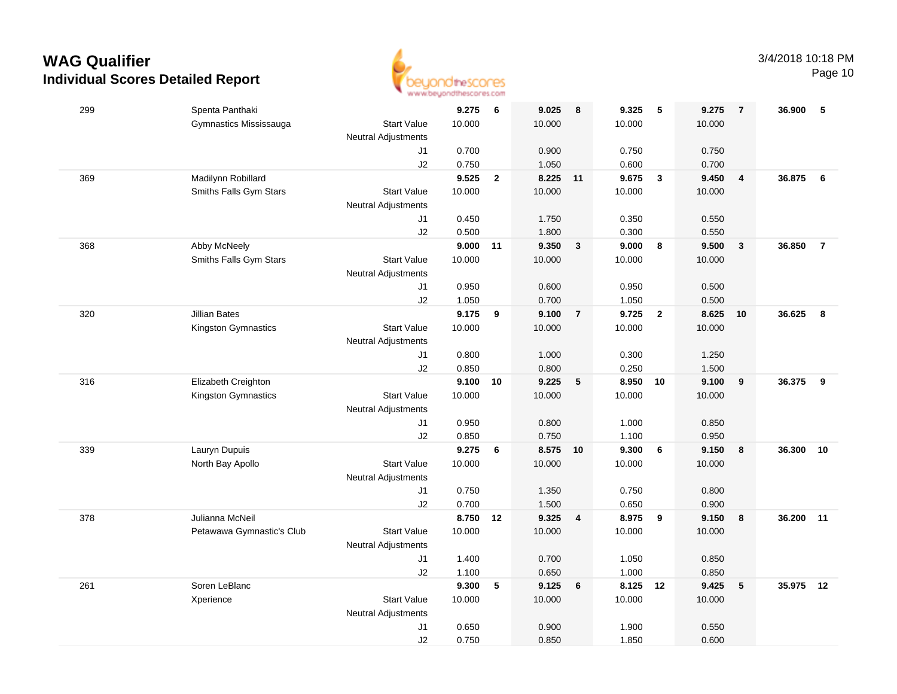# WAG Qualifier
## Individual Scores Detailed Report

3/4/2018 10:18 PM

| | | | | | | | | | | | | |
|---|---|---|---|---|---|---|---|---|---|---|---|---|
| 299 | Spenta Panthaki | | 9.275 | 6 | 9.025 | 8 | 9.325 | 5 | 9.275 | 7 | 36.900 | 5 |
| | Gymnastics Mississauga | Start Value | 10.000 | | 10.000 | | 10.000 | | 10.000 | | | |
| | | Neutral Adjustments | | | | | | | | | | |
| | | J1 | 0.700 | | 0.900 | | 0.750 | | 0.750 | | | |
| | | J2 | 0.750 | | 1.050 | | 0.600 | | 0.700 | | | |
| 369 | Madilynn Robillard | | 9.525 | 2 | 8.225 | 11 | 9.675 | 3 | 9.450 | 4 | 36.875 | 6 |
| | Smiths Falls Gym Stars | Start Value | 10.000 | | 10.000 | | 10.000 | | 10.000 | | | |
| | | Neutral Adjustments | | | | | | | | | | |
| | | J1 | 0.450 | | 1.750 | | 0.350 | | 0.550 | | | |
| | | J2 | 0.500 | | 1.800 | | 0.300 | | 0.550 | | | |
| 368 | Abby McNeely | | 9.000 | 11 | 9.350 | 3 | 9.000 | 8 | 9.500 | 3 | 36.850 | 7 |
| | Smiths Falls Gym Stars | Start Value | 10.000 | | 10.000 | | 10.000 | | 10.000 | | | |
| | | Neutral Adjustments | | | | | | | | | | |
| | | J1 | 0.950 | | 0.600 | | 0.950 | | 0.500 | | | |
| | | J2 | 1.050 | | 0.700 | | 1.050 | | 0.500 | | | |
| 320 | Jillian Bates | | 9.175 | 9 | 9.100 | 7 | 9.725 | 2 | 8.625 | 10 | 36.625 | 8 |
| | Kingston Gymnastics | Start Value | 10.000 | | 10.000 | | 10.000 | | 10.000 | | | |
| | | Neutral Adjustments | | | | | | | | | | |
| | | J1 | 0.800 | | 1.000 | | 0.300 | | 1.250 | | | |
| | | J2 | 0.850 | | 0.800 | | 0.250 | | 1.500 | | | |
| 316 | Elizabeth Creighton | | 9.100 | 10 | 9.225 | 5 | 8.950 | 10 | 9.100 | 9 | 36.375 | 9 |
| | Kingston Gymnastics | Start Value | 10.000 | | 10.000 | | 10.000 | | 10.000 | | | |
| | | Neutral Adjustments | | | | | | | | | | |
| | | J1 | 0.950 | | 0.800 | | 1.000 | | 0.850 | | | |
| | | J2 | 0.850 | | 0.750 | | 1.100 | | 0.950 | | | |
| 339 | Lauryn Dupuis | | 9.275 | 6 | 8.575 | 10 | 9.300 | 6 | 9.150 | 8 | 36.300 | 10 |
| | North Bay Apollo | Start Value | 10.000 | | 10.000 | | 10.000 | | 10.000 | | | |
| | | Neutral Adjustments | | | | | | | | | | |
| | | J1 | 0.750 | | 1.350 | | 0.750 | | 0.800 | | | |
| | | J2 | 0.700 | | 1.500 | | 0.650 | | 0.900 | | | |
| 378 | Julianna McNeil | | 8.750 | 12 | 9.325 | 4 | 8.975 | 9 | 9.150 | 8 | 36.200 | 11 |
| | Petawawa Gymnastic's Club | Start Value | 10.000 | | 10.000 | | 10.000 | | 10.000 | | | |
| | | Neutral Adjustments | | | | | | | | | | |
| | | J1 | 1.400 | | 0.700 | | 1.050 | | 0.850 | | | |
| | | J2 | 1.100 | | 0.650 | | 1.000 | | 0.850 | | | |
| 261 | Soren LeBlanc | | 9.300 | 5 | 9.125 | 6 | 8.125 | 12 | 9.425 | 5 | 35.975 | 12 |
| | Xperience | Start Value | 10.000 | | 10.000 | | 10.000 | | 10.000 | | | |
| | | Neutral Adjustments | | | | | | | | | | |
| | | J1 | 0.650 | | 0.900 | | 1.900 | | 0.550 | | | |
| | | J2 | 0.750 | | 0.850 | | 1.850 | | 0.600 | | | |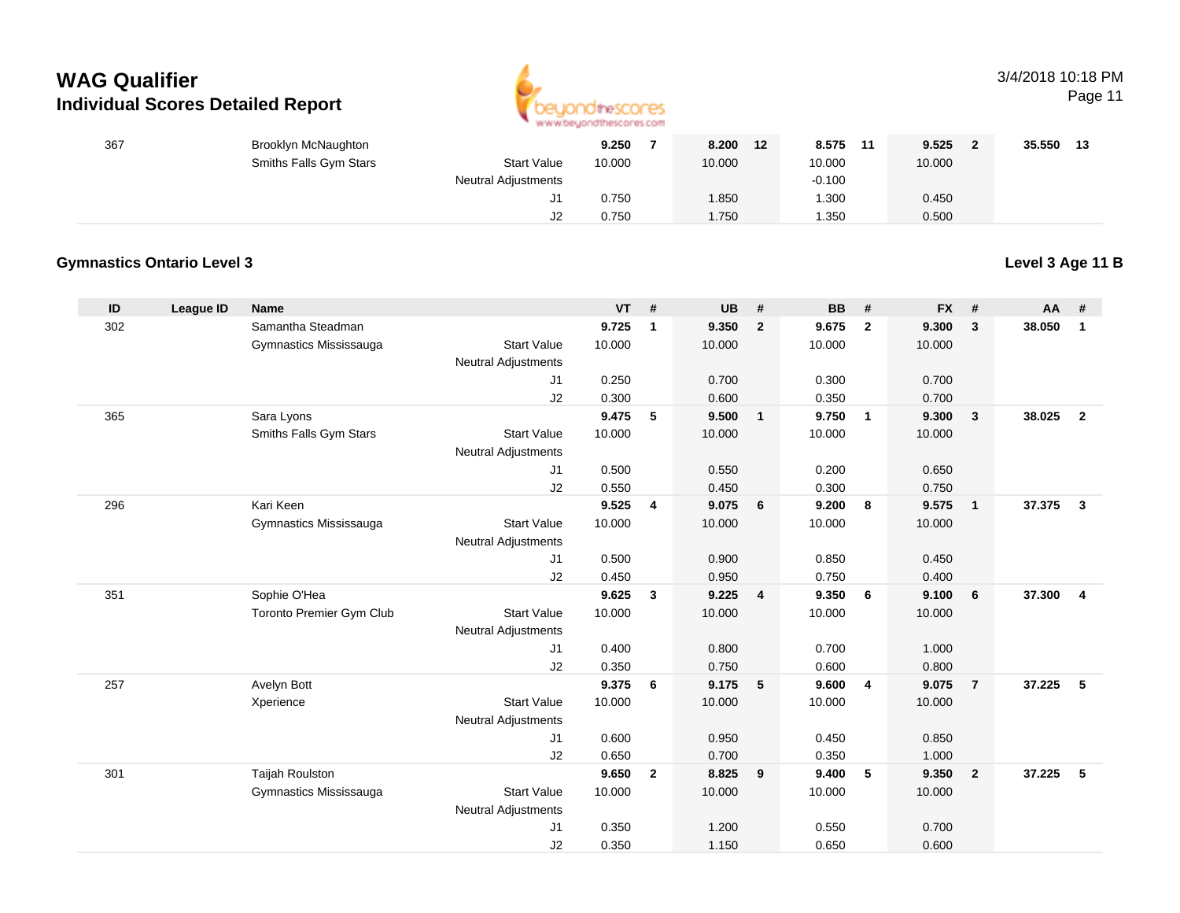# WAG Qualifier
## Individual Scores Detailed Report

3/4/2018 10:18 PM

| | | | | | VT | # | UB | # | BB | # | FX | # | AA | # |
|---|---|---|---|---|---|---|---|---|---|---|---|---|---|---|
| 367 | | Brooklyn McNaughton | | | 9.250 | 7 | 8.200 | 12 | 8.575 | 11 | 9.525 | 2 | 35.550 | 13 |
| | | Smiths Falls Gym Stars | | Start Value | 10.000 | | 10.000 | | 10.000 | | 10.000 | | | |
| | | | | Neutral Adjustments | | | | | -0.100 | | | | | |
| | | | | J1 | 0.750 | | 1.850 | | 1.300 | | 0.450 | | | |
| | | | | J2 | 0.750 | | 1.750 | | 1.350 | | 0.500 | | | |

### Gymnastics Ontario Level 3

**Level 3 Age 11 B**

| ID | League ID | Name | | | VT | # | UB | # | BB | # | FX | # | AA | # |
|---|---|---|---|---|---|---|---|---|---|---|---|---|---|---|
| 302 | | Samantha Steadman | | | 9.725 | 1 | 9.350 | 2 | 9.675 | 2 | 9.300 | 3 | 38.050 | 1 |
| | | Gymnastics Mississauga | | Start Value | 10.000 | | 10.000 | | 10.000 | | 10.000 | | | |
| | | | | Neutral Adjustments | | | | | | | | | | |
| | | | | J1 | 0.250 | | 0.700 | | 0.300 | | 0.700 | | | |
| | | | | J2 | 0.300 | | 0.600 | | 0.350 | | 0.700 | | | |
| 365 | | Sara Lyons | | | 9.475 | 5 | 9.500 | 1 | 9.750 | 1 | 9.300 | 3 | 38.025 | 2 |
| | | Smiths Falls Gym Stars | | Start Value | 10.000 | | 10.000 | | 10.000 | | 10.000 | | | |
| | | | | Neutral Adjustments | | | | | | | | | | |
| | | | | J1 | 0.500 | | 0.550 | | 0.200 | | 0.650 | | | |
| | | | | J2 | 0.550 | | 0.450 | | 0.300 | | 0.750 | | | |
| 296 | | Kari Keen | | | 9.525 | 4 | 9.075 | 6 | 9.200 | 8 | 9.575 | 1 | 37.375 | 3 |
| | | Gymnastics Mississauga | | Start Value | 10.000 | | 10.000 | | 10.000 | | 10.000 | | | |
| | | | | Neutral Adjustments | | | | | | | | | | |
| | | | | J1 | 0.500 | | 0.900 | | 0.850 | | 0.450 | | | |
| | | | | J2 | 0.450 | | 0.950 | | 0.750 | | 0.400 | | | |
| 351 | | Sophie O'Hea | | | 9.625 | 3 | 9.225 | 4 | 9.350 | 6 | 9.100 | 6 | 37.300 | 4 |
| | | Toronto Premier Gym Club | | Start Value | 10.000 | | 10.000 | | 10.000 | | 10.000 | | | |
| | | | | Neutral Adjustments | | | | | | | | | | |
| | | | | J1 | 0.400 | | 0.800 | | 0.700 | | 1.000 | | | |
| | | | | J2 | 0.350 | | 0.750 | | 0.600 | | 0.800 | | | |
| 257 | | Avelyn Bott | | | 9.375 | 6 | 9.175 | 5 | 9.600 | 4 | 9.075 | 7 | 37.225 | 5 |
| | | Xperience | | Start Value | 10.000 | | 10.000 | | 10.000 | | 10.000 | | | |
| | | | | Neutral Adjustments | | | | | | | | | | |
| | | | | J1 | 0.600 | | 0.950 | | 0.450 | | 0.850 | | | |
| | | | | J2 | 0.650 | | 0.700 | | 0.350 | | 1.000 | | | |
| 301 | | Taijah Roulston | | | 9.650 | 2 | 8.825 | 9 | 9.400 | 5 | 9.350 | 2 | 37.225 | 5 |
| | | Gymnastics Mississauga | | Start Value | 10.000 | | 10.000 | | 10.000 | | 10.000 | | | |
| | | | | Neutral Adjustments | | | | | | | | | | |
| | | | | J1 | 0.350 | | 1.200 | | 0.550 | | 0.700 | | | |
| | | | | J2 | 0.350 | | 1.150 | | 0.650 | | 0.600 | | | |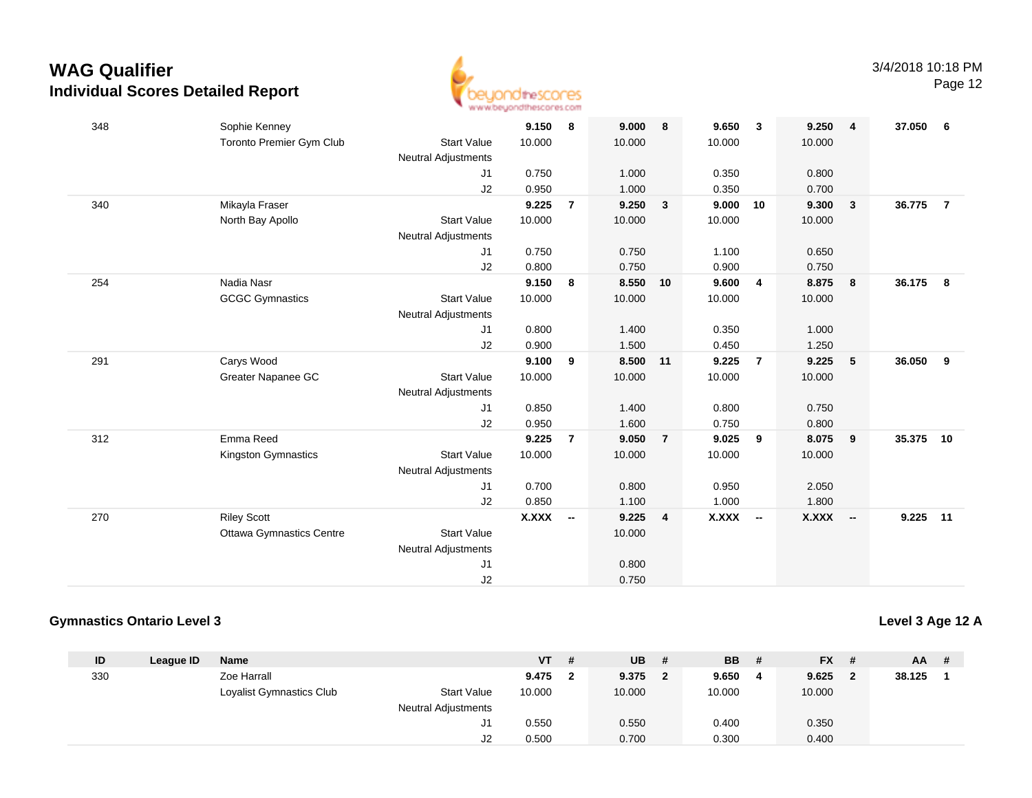# WAG Qualifier
## Individual Scores Detailed Report

| ID | League ID | Name | | VT | # | UB | # | BB | # | FX | # | AA | # |
|---|---|---|---|---|---|---|---|---|---|---|---|---|---|
| 348 | | Sophie Kenney | | **9.150** | **8** | **9.000** | **8** | **9.650** | **3** | **9.250** | **4** | **37.050** | **6** |
| | | Toronto Premier Gym Club | Start Value | 10.000 | | 10.000 | | 10.000 | | 10.000 | | | |
| | | | Neutral Adjustments | | | | | | | | | | |
| | | | J1 | 0.750 | | 1.000 | | 0.350 | | 0.800 | | | |
| | | | J2 | 0.950 | | 1.000 | | 0.350 | | 0.700 | | | |
| 340 | | Mikayla Fraser | | **9.225** | **7** | **9.250** | **3** | **9.000** | **10** | **9.300** | **3** | **36.775** | **7** |
| | | North Bay Apollo | Start Value | 10.000 | | 10.000 | | 10.000 | | 10.000 | | | |
| | | | Neutral Adjustments | | | | | | | | | | |
| | | | J1 | 0.750 | | 0.750 | | 1.100 | | 0.650 | | | |
| | | | J2 | 0.800 | | 0.750 | | 0.900 | | 0.750 | | | |
| 254 | | Nadia Nasr | | **9.150** | **8** | **8.550** | **10** | **9.600** | **4** | **8.875** | **8** | **36.175** | **8** |
| | | GCGC Gymnastics | Start Value | 10.000 | | 10.000 | | 10.000 | | 10.000 | | | |
| | | | Neutral Adjustments | | | | | | | | | | |
| | | | J1 | 0.800 | | 1.400 | | 0.350 | | 1.000 | | | |
| | | | J2 | 0.900 | | 1.500 | | 0.450 | | 1.250 | | | |
| 291 | | Carys Wood | | **9.100** | **9** | **8.500** | **11** | **9.225** | **7** | **9.225** | **5** | **36.050** | **9** |
| | | Greater Napanee GC | Start Value | 10.000 | | 10.000 | | 10.000 | | 10.000 | | | |
| | | | Neutral Adjustments | | | | | | | | | | |
| | | | J1 | 0.850 | | 1.400 | | 0.800 | | 0.750 | | | |
| | | | J2 | 0.950 | | 1.600 | | 0.750 | | 0.800 | | | |
| 312 | | Emma Reed | | **9.225** | **7** | **9.050** | **7** | **9.025** | **9** | **8.075** | **9** | **35.375** | **10** |
| | | Kingston Gymnastics | Start Value | 10.000 | | 10.000 | | 10.000 | | 10.000 | | | |
| | | | Neutral Adjustments | | | | | | | | | | |
| | | | J1 | 0.700 | | 0.800 | | 0.950 | | 2.050 | | | |
| | | | J2 | 0.850 | | 1.100 | | 1.000 | | 1.800 | | | |
| 270 | | Riley Scott | | **X.XXX** | **--** | **9.225** | **4** | **X.XXX** | **--** | **X.XXX** | **--** | **9.225** | **11** |
| | | Ottawa Gymnastics Centre | Start Value | | | 10.000 | | | | | | | |
| | | | Neutral Adjustments | | | | | | | | | | |
| | | | J1 | | | 0.800 | | | | | | | |
| | | | J2 | | | 0.750 | | | | | | | |

### Gymnastics Ontario Level 3

### Level 3 Age 12 A

| ID | League ID | Name | | VT | # | UB | # | BB | # | FX | # | AA | # |
|---|---|---|---|---|---|---|---|---|---|---|---|---|---|
| 330 | | Zoe Harrall | | **9.475** | **2** | **9.375** | **2** | **9.650** | **4** | **9.625** | **2** | **38.125** | **1** |
| | | Loyalist Gymnastics Club | Start Value | 10.000 | | 10.000 | | 10.000 | | 10.000 | | | |
| | | | Neutral Adjustments | | | | | | | | | | |
| | | | J1 | 0.550 | | 0.550 | | 0.400 | | 0.350 | | | |
| | | | J2 | 0.500 | | 0.700 | | 0.300 | | 0.400 | | | |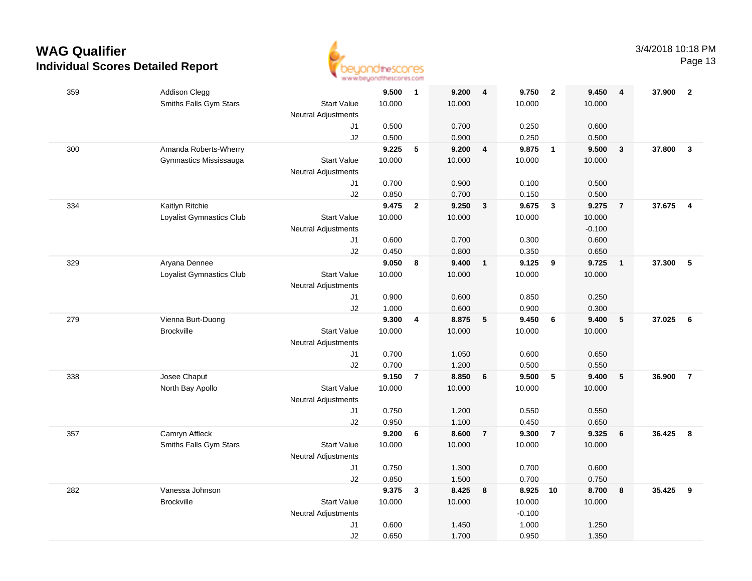# WAG Qualifier
## Individual Scores Detailed Report

3/4/2018 10:18 PM

| | | | | | | | | | | | | | |
|---|---|---|---|---|---|---|---|---|---|---|---|---|---|
| 359 | Addison Clegg | | 9.500 | 1 | 9.200 | 4 | 9.750 | 2 | 9.450 | 4 | 37.900 | 2 |
| | Smiths Falls Gym Stars | Start Value | 10.000 | | 10.000 | | 10.000 | | 10.000 | | | |
| | | Neutral Adjustments | | | | | | | | | | |
| | | J1 | 0.500 | | 0.700 | | 0.250 | | 0.600 | | | |
| | | J2 | 0.500 | | 0.900 | | 0.250 | | 0.500 | | | |
| 300 | Amanda Roberts-Wherry | | 9.225 | 5 | 9.200 | 4 | 9.875 | 1 | 9.500 | 3 | 37.800 | 3 |
| | Gymnastics Mississauga | Start Value | 10.000 | | 10.000 | | 10.000 | | 10.000 | | | |
| | | Neutral Adjustments | | | | | | | | | | |
| | | J1 | 0.700 | | 0.900 | | 0.100 | | 0.500 | | | |
| | | J2 | 0.850 | | 0.700 | | 0.150 | | 0.500 | | | |
| 334 | Kaitlyn Ritchie | | 9.475 | 2 | 9.250 | 3 | 9.675 | 3 | 9.275 | 7 | 37.675 | 4 |
| | Loyalist Gymnastics Club | Start Value | 10.000 | | 10.000 | | 10.000 | | 10.000 | | | |
| | | Neutral Adjustments | | | | | | | -0.100 | | | |
| | | J1 | 0.600 | | 0.700 | | 0.300 | | 0.600 | | | |
| | | J2 | 0.450 | | 0.800 | | 0.350 | | 0.650 | | | |
| 329 | Aryana Dennee | | 9.050 | 8 | 9.400 | 1 | 9.125 | 9 | 9.725 | 1 | 37.300 | 5 |
| | Loyalist Gymnastics Club | Start Value | 10.000 | | 10.000 | | 10.000 | | 10.000 | | | |
| | | Neutral Adjustments | | | | | | | | | | |
| | | J1 | 0.900 | | 0.600 | | 0.850 | | 0.250 | | | |
| | | J2 | 1.000 | | 0.600 | | 0.900 | | 0.300 | | | |
| 279 | Vienna Burt-Duong | | 9.300 | 4 | 8.875 | 5 | 9.450 | 6 | 9.400 | 5 | 37.025 | 6 |
| | Brockville | Start Value | 10.000 | | 10.000 | | 10.000 | | 10.000 | | | |
| | | Neutral Adjustments | | | | | | | | | | |
| | | J1 | 0.700 | | 1.050 | | 0.600 | | 0.650 | | | |
| | | J2 | 0.700 | | 1.200 | | 0.500 | | 0.550 | | | |
| 338 | Josee Chaput | | 9.150 | 7 | 8.850 | 6 | 9.500 | 5 | 9.400 | 5 | 36.900 | 7 |
| | North Bay Apollo | Start Value | 10.000 | | 10.000 | | 10.000 | | 10.000 | | | |
| | | Neutral Adjustments | | | | | | | | | | |
| | | J1 | 0.750 | | 1.200 | | 0.550 | | 0.550 | | | |
| | | J2 | 0.950 | | 1.100 | | 0.450 | | 0.650 | | | |
| 357 | Camryn Affleck | | 9.200 | 6 | 8.600 | 7 | 9.300 | 7 | 9.325 | 6 | 36.425 | 8 |
| | Smiths Falls Gym Stars | Start Value | 10.000 | | 10.000 | | 10.000 | | 10.000 | | | |
| | | Neutral Adjustments | | | | | | | | | | |
| | | J1 | 0.750 | | 1.300 | | 0.700 | | 0.600 | | | |
| | | J2 | 0.850 | | 1.500 | | 0.700 | | 0.750 | | | |
| 282 | Vanessa Johnson | | 9.375 | 3 | 8.425 | 8 | 8.925 | 10 | 8.700 | 8 | 35.425 | 9 |
| | Brockville | Start Value | 10.000 | | 10.000 | | 10.000 | | 10.000 | | | |
| | | Neutral Adjustments | | | | | -0.100 | | | | | |
| | | J1 | 0.600 | | 1.450 | | 1.000 | | 1.250 | | | |
| | | J2 | 0.650 | | 1.700 | | 0.950 | | 1.350 | | | |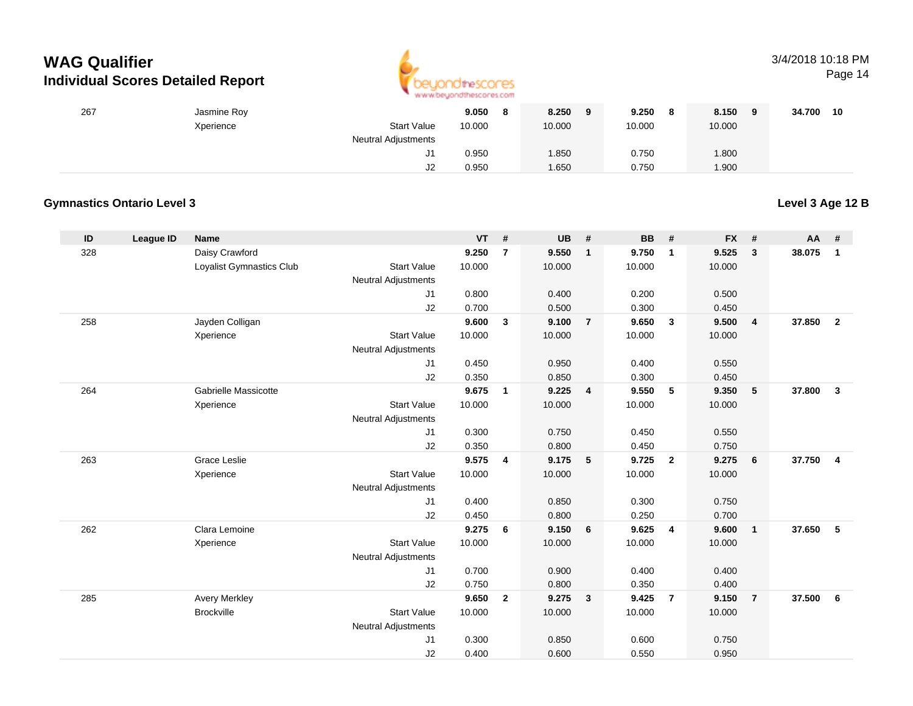| ID | League ID | Name | | VT | # | UB | # | BB | # | FX | # | AA | # |
|---|---|---|---|---|---|---|---|---|---|---|---|---|---|
| 267 | | Jasmine Roy | | 9.050 | 8 | 8.250 | 9 | 9.250 | 8 | 8.150 | 9 | 34.700 | 10 |
| | | Xperience | Start Value | 10.000 | | 10.000 | | 10.000 | | 10.000 | | | |
| | | | Neutral Adjustments | | | | | | | | | | |
| | | | J1 | 0.950 | | 1.850 | | 0.750 | | 1.800 | | | |
| | | | J2 | 0.950 | | 1.650 | | 0.750 | | 1.900 | | | |

## Gymnastics Ontario Level 3

**Level 3 Age 12 B**

| ID | League ID | Name | | VT | # | UB | # | BB | # | FX | # | AA | # |
|---|---|---|---|---|---|---|---|---|---|---|---|---|---|
| 328 | | Daisy Crawford | | 9.250 | 7 | 9.550 | 1 | 9.750 | 1 | 9.525 | 3 | 38.075 | 1 |
| | | Loyalist Gymnastics Club | Start Value | 10.000 | | 10.000 | | 10.000 | | 10.000 | | | |
| | | | Neutral Adjustments | | | | | | | | | | |
| | | | J1 | 0.800 | | 0.400 | | 0.200 | | 0.500 | | | |
| | | | J2 | 0.700 | | 0.500 | | 0.300 | | 0.450 | | | |
| 258 | | Jayden Colligan | | 9.600 | 3 | 9.100 | 7 | 9.650 | 3 | 9.500 | 4 | 37.850 | 2 |
| | | Xperience | Start Value | 10.000 | | 10.000 | | 10.000 | | 10.000 | | | |
| | | | Neutral Adjustments | | | | | | | | | | |
| | | | J1 | 0.450 | | 0.950 | | 0.400 | | 0.550 | | | |
| | | | J2 | 0.350 | | 0.850 | | 0.300 | | 0.450 | | | |
| 264 | | Gabrielle Massicotte | | 9.675 | 1 | 9.225 | 4 | 9.550 | 5 | 9.350 | 5 | 37.800 | 3 |
| | | Xperience | Start Value | 10.000 | | 10.000 | | 10.000 | | 10.000 | | | |
| | | | Neutral Adjustments | | | | | | | | | | |
| | | | J1 | 0.300 | | 0.750 | | 0.450 | | 0.550 | | | |
| | | | J2 | 0.350 | | 0.800 | | 0.450 | | 0.750 | | | |
| 263 | | Grace Leslie | | 9.575 | 4 | 9.175 | 5 | 9.725 | 2 | 9.275 | 6 | 37.750 | 4 |
| | | Xperience | Start Value | 10.000 | | 10.000 | | 10.000 | | 10.000 | | | |
| | | | Neutral Adjustments | | | | | | | | | | |
| | | | J1 | 0.400 | | 0.850 | | 0.300 | | 0.750 | | | |
| | | | J2 | 0.450 | | 0.800 | | 0.250 | | 0.700 | | | |
| 262 | | Clara Lemoine | | 9.275 | 6 | 9.150 | 6 | 9.625 | 4 | 9.600 | 1 | 37.650 | 5 |
| | | Xperience | Start Value | 10.000 | | 10.000 | | 10.000 | | 10.000 | | | |
| | | | Neutral Adjustments | | | | | | | | | | |
| | | | J1 | 0.700 | | 0.900 | | 0.400 | | 0.400 | | | |
| | | | J2 | 0.750 | | 0.800 | | 0.350 | | 0.400 | | | |
| 285 | | Avery Merkley | | 9.650 | 2 | 9.275 | 3 | 9.425 | 7 | 9.150 | 7 | 37.500 | 6 |
| | | Brockville | Start Value | 10.000 | | 10.000 | | 10.000 | | 10.000 | | | |
| | | | Neutral Adjustments | | | | | | | | | | |
| | | | J1 | 0.300 | | 0.850 | | 0.600 | | 0.750 | | | |
| | | | J2 | 0.400 | | 0.600 | | 0.550 | | 0.950 | | | |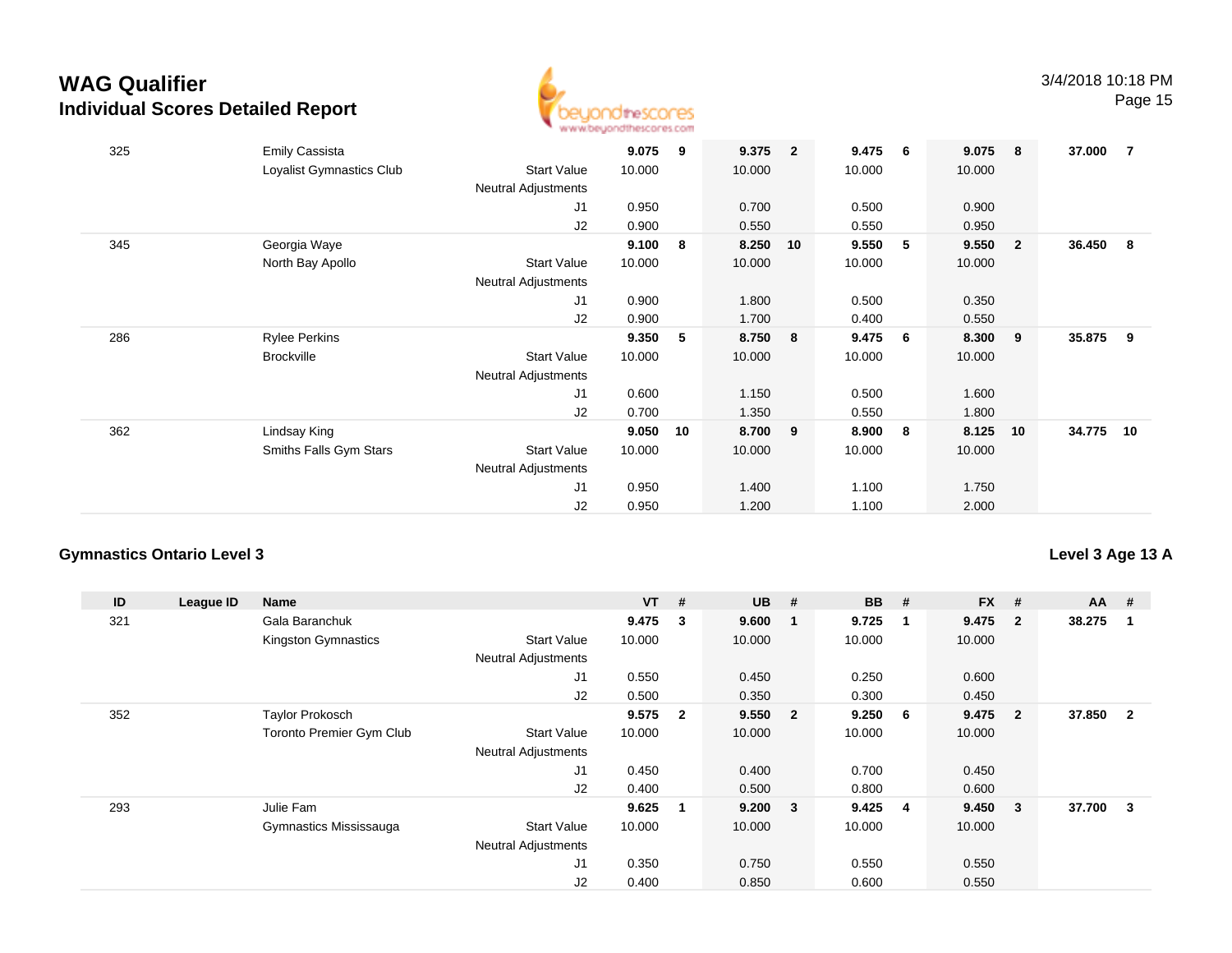# WAG Qualifier
## Individual Scores Detailed Report

3/4/2018 10:18 PM

| ID | League ID | Name | | VT | # | UB | # | BB | # | FX | # | AA | # |
|---|---|---|---|---|---|---|---|---|---|---|---|---|---|
| 325 | | Emily Cassista | | 9.075 | 9 | 9.375 | 2 | 9.475 | 6 | 9.075 | 8 | 37.000 | 7 |
| | | Loyalist Gymnastics Club | Start Value | 10.000 | | 10.000 | | 10.000 | | 10.000 | | | |
| | | | Neutral Adjustments | | | | | | | | | | |
| | | | J1 | 0.950 | | 0.700 | | 0.500 | | 0.900 | | | |
| | | | J2 | 0.900 | | 0.550 | | 0.550 | | 0.950 | | | |
| 345 | | Georgia Waye | | 9.100 | 8 | 8.250 | 10 | 9.550 | 5 | 9.550 | 2 | 36.450 | 8 |
| | | North Bay Apollo | Start Value | 10.000 | | 10.000 | | 10.000 | | 10.000 | | | |
| | | | Neutral Adjustments | | | | | | | | | | |
| | | | J1 | 0.900 | | 1.800 | | 0.500 | | 0.350 | | | |
| | | | J2 | 0.900 | | 1.700 | | 0.400 | | 0.550 | | | |
| 286 | | Rylee Perkins | | 9.350 | 5 | 8.750 | 8 | 9.475 | 6 | 8.300 | 9 | 35.875 | 9 |
| | | Brockville | Start Value | 10.000 | | 10.000 | | 10.000 | | 10.000 | | | |
| | | | Neutral Adjustments | | | | | | | | | | |
| | | | J1 | 0.600 | | 1.150 | | 0.500 | | 1.600 | | | |
| | | | J2 | 0.700 | | 1.350 | | 0.550 | | 1.800 | | | |
| 362 | | Lindsay King | | 9.050 | 10 | 8.700 | 9 | 8.900 | 8 | 8.125 | 10 | 34.775 | 10 |
| | | Smiths Falls Gym Stars | Start Value | 10.000 | | 10.000 | | 10.000 | | 10.000 | | | |
| | | | Neutral Adjustments | | | | | | | | | | |
| | | | J1 | 0.950 | | 1.400 | | 1.100 | | 1.750 | | | |
| | | | J2 | 0.950 | | 1.200 | | 1.100 | | 2.000 | | | |

### Gymnastics Ontario Level 3

### Level 3 Age 13 A

| ID | League ID | Name | | VT | # | UB | # | BB | # | FX | # | AA | # |
|---|---|---|---|---|---|---|---|---|---|---|---|---|---|
| 321 | | Gala Baranchuk | | 9.475 | 3 | 9.600 | 1 | 9.725 | 1 | 9.475 | 2 | 38.275 | 1 |
| | | Kingston Gymnastics | Start Value | 10.000 | | 10.000 | | 10.000 | | 10.000 | | | |
| | | | Neutral Adjustments | | | | | | | | | | |
| | | | J1 | 0.550 | | 0.450 | | 0.250 | | 0.600 | | | |
| | | | J2 | 0.500 | | 0.350 | | 0.300 | | 0.450 | | | |
| 352 | | Taylor Prokosch | | 9.575 | 2 | 9.550 | 2 | 9.250 | 6 | 9.475 | 2 | 37.850 | 2 |
| | | Toronto Premier Gym Club | Start Value | 10.000 | | 10.000 | | 10.000 | | 10.000 | | | |
| | | | Neutral Adjustments | | | | | | | | | | |
| | | | J1 | 0.450 | | 0.400 | | 0.700 | | 0.450 | | | |
| | | | J2 | 0.400 | | 0.500 | | 0.800 | | 0.600 | | | |
| 293 | | Julie Fam | | 9.625 | 1 | 9.200 | 3 | 9.425 | 4 | 9.450 | 3 | 37.700 | 3 |
| | | Gymnastics Mississauga | Start Value | 10.000 | | 10.000 | | 10.000 | | 10.000 | | | |
| | | | Neutral Adjustments | | | | | | | | | | |
| | | | J1 | 0.350 | | 0.750 | | 0.550 | | 0.550 | | | |
| | | | J2 | 0.400 | | 0.850 | | 0.600 | | 0.550 | | | |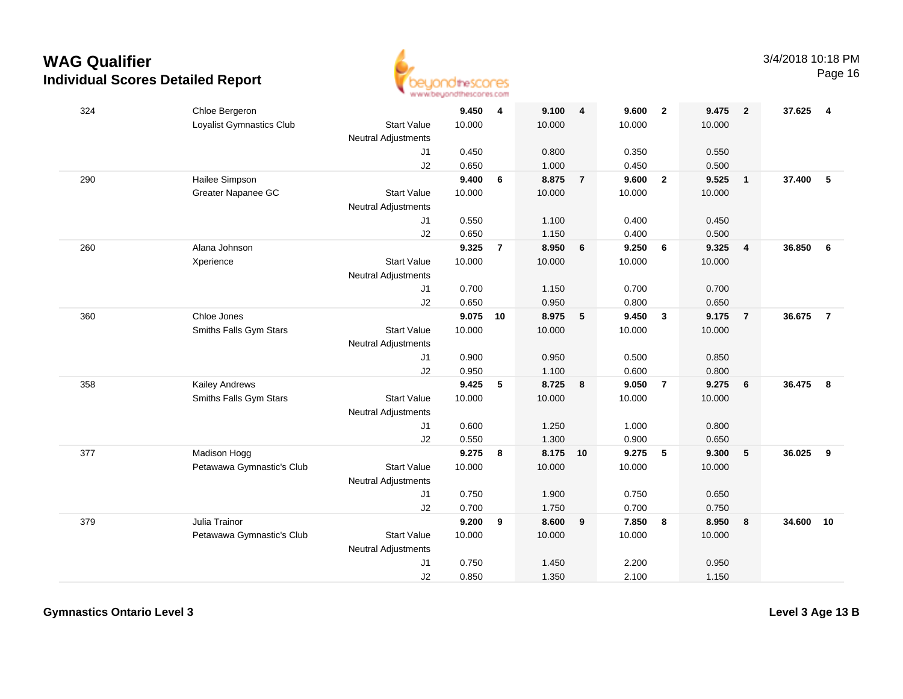# WAG Qualifier

## Individual Scores Detailed Report

3/4/2018 10:18 PM

| | | | | | | | | | | | | |
|---|---|---|---|---|---|---|---|---|---|---|---|---|
| 324 | Chloe Bergeron | | 9.450 | 4 | 9.100 | 4 | 9.600 | 2 | 9.475 | 2 | 37.625 | 4 |
| | Loyalist Gymnastics Club | Start Value | 10.000 | | 10.000 | | 10.000 | | 10.000 | | | |
| | | Neutral Adjustments | | | | | | | | | | |
| | | J1 | 0.450 | | 0.800 | | 0.350 | | 0.550 | | | |
| | | J2 | 0.650 | | 1.000 | | 0.450 | | 0.500 | | | |
| 290 | Hailee Simpson | | 9.400 | 6 | 8.875 | 7 | 9.600 | 2 | 9.525 | 1 | 37.400 | 5 |
| | Greater Napanee GC | Start Value | 10.000 | | 10.000 | | 10.000 | | 10.000 | | | |
| | | Neutral Adjustments | | | | | | | | | | |
| | | J1 | 0.550 | | 1.100 | | 0.400 | | 0.450 | | | |
| | | J2 | 0.650 | | 1.150 | | 0.400 | | 0.500 | | | |
| 260 | Alana Johnson | | 9.325 | 7 | 8.950 | 6 | 9.250 | 6 | 9.325 | 4 | 36.850 | 6 |
| | Xperience | Start Value | 10.000 | | 10.000 | | 10.000 | | 10.000 | | | |
| | | Neutral Adjustments | | | | | | | | | | |
| | | J1 | 0.700 | | 1.150 | | 0.700 | | 0.700 | | | |
| | | J2 | 0.650 | | 0.950 | | 0.800 | | 0.650 | | | |
| 360 | Chloe Jones | | 9.075 | 10 | 8.975 | 5 | 9.450 | 3 | 9.175 | 7 | 36.675 | 7 |
| | Smiths Falls Gym Stars | Start Value | 10.000 | | 10.000 | | 10.000 | | 10.000 | | | |
| | | Neutral Adjustments | | | | | | | | | | |
| | | J1 | 0.900 | | 0.950 | | 0.500 | | 0.850 | | | |
| | | J2 | 0.950 | | 1.100 | | 0.600 | | 0.800 | | | |
| 358 | Kailey Andrews | | 9.425 | 5 | 8.725 | 8 | 9.050 | 7 | 9.275 | 6 | 36.475 | 8 |
| | Smiths Falls Gym Stars | Start Value | 10.000 | | 10.000 | | 10.000 | | 10.000 | | | |
| | | Neutral Adjustments | | | | | | | | | | |
| | | J1 | 0.600 | | 1.250 | | 1.000 | | 0.800 | | | |
| | | J2 | 0.550 | | 1.300 | | 0.900 | | 0.650 | | | |
| 377 | Madison Hogg | | 9.275 | 8 | 8.175 | 10 | 9.275 | 5 | 9.300 | 5 | 36.025 | 9 |
| | Petawawa Gymnastic's Club | Start Value | 10.000 | | 10.000 | | 10.000 | | 10.000 | | | |
| | | Neutral Adjustments | | | | | | | | | | |
| | | J1 | 0.750 | | 1.900 | | 0.750 | | 0.650 | | | |
| | | J2 | 0.700 | | 1.750 | | 0.700 | | 0.750 | | | |
| 379 | Julia Trainor | | 9.200 | 9 | 8.600 | 9 | 7.850 | 8 | 8.950 | 8 | 34.600 | 10 |
| | Petawawa Gymnastic's Club | Start Value | 10.000 | | 10.000 | | 10.000 | | 10.000 | | | |
| | | Neutral Adjustments | | | | | | | | | | |
| | | J1 | 0.750 | | 1.450 | | 2.200 | | 0.950 | | | |
| | | J2 | 0.850 | | 1.350 | | 2.100 | | 1.150 | | | |

**Gymnastics Ontario Level 3**

**Level 3 Age 13 B**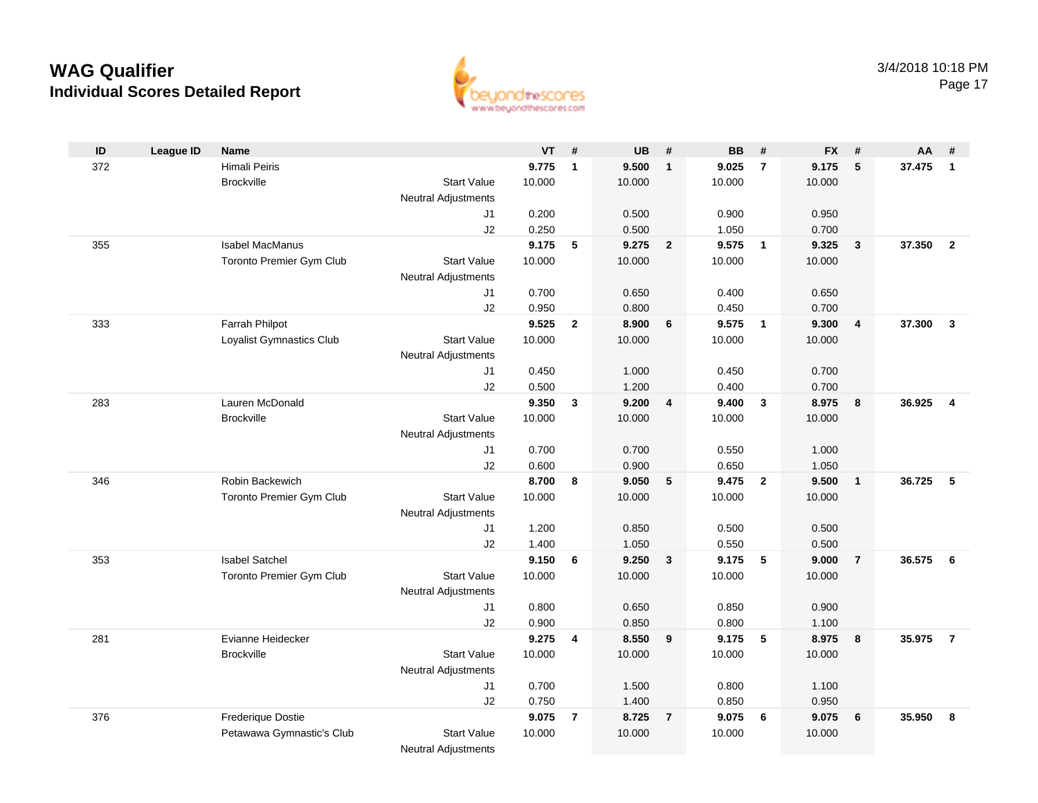# WAG Qualifier
## Individual Scores Detailed Report

3/4/2018 10:18 PM

| ID | League ID | Name | | VT | # | UB | # | BB | # | FX | # | AA | # |
|---|---|---|---|---|---|---|---|---|---|---|---|---|---|
| 372 | | Himali Peiris | | **9.775** | **1** | **9.500** | **1** | **9.025** | **7** | **9.175** | **5** | **37.475** | **1** |
| | | Brockville | Start Value | 10.000 | | 10.000 | | 10.000 | | 10.000 | | | |
| | | | Neutral Adjustments | | | | | | | | | | |
| | | | J1 | 0.200 | | 0.500 | | 0.900 | | 0.950 | | | |
| | | | J2 | 0.250 | | 0.500 | | 1.050 | | 0.700 | | | |
| 355 | | Isabel MacManus | | **9.175** | **5** | **9.275** | **2** | **9.575** | **1** | **9.325** | **3** | **37.350** | **2** |
| | | Toronto Premier Gym Club | Start Value | 10.000 | | 10.000 | | 10.000 | | 10.000 | | | |
| | | | Neutral Adjustments | | | | | | | | | | |
| | | | J1 | 0.700 | | 0.650 | | 0.400 | | 0.650 | | | |
| | | | J2 | 0.950 | | 0.800 | | 0.450 | | 0.700 | | | |
| 333 | | Farrah Philpot | | **9.525** | **2** | **8.900** | **6** | **9.575** | **1** | **9.300** | **4** | **37.300** | **3** |
| | | Loyalist Gymnastics Club | Start Value | 10.000 | | 10.000 | | 10.000 | | 10.000 | | | |
| | | | Neutral Adjustments | | | | | | | | | | |
| | | | J1 | 0.450 | | 1.000 | | 0.450 | | 0.700 | | | |
| | | | J2 | 0.500 | | 1.200 | | 0.400 | | 0.700 | | | |
| 283 | | Lauren McDonald | | **9.350** | **3** | **9.200** | **4** | **9.400** | **3** | **8.975** | **8** | **36.925** | **4** |
| | | Brockville | Start Value | 10.000 | | 10.000 | | 10.000 | | 10.000 | | | |
| | | | Neutral Adjustments | | | | | | | | | | |
| | | | J1 | 0.700 | | 0.700 | | 0.550 | | 1.000 | | | |
| | | | J2 | 0.600 | | 0.900 | | 0.650 | | 1.050 | | | |
| 346 | | Robin Backewich | | **8.700** | **8** | **9.050** | **5** | **9.475** | **2** | **9.500** | **1** | **36.725** | **5** |
| | | Toronto Premier Gym Club | Start Value | 10.000 | | 10.000 | | 10.000 | | 10.000 | | | |
| | | | Neutral Adjustments | | | | | | | | | | |
| | | | J1 | 1.200 | | 0.850 | | 0.500 | | 0.500 | | | |
| | | | J2 | 1.400 | | 1.050 | | 0.550 | | 0.500 | | | |
| 353 | | Isabel Satchel | | **9.150** | **6** | **9.250** | **3** | **9.175** | **5** | **9.000** | **7** | **36.575** | **6** |
| | | Toronto Premier Gym Club | Start Value | 10.000 | | 10.000 | | 10.000 | | 10.000 | | | |
| | | | Neutral Adjustments | | | | | | | | | | |
| | | | J1 | 0.800 | | 0.650 | | 0.850 | | 0.900 | | | |
| | | | J2 | 0.900 | | 0.850 | | 0.800 | | 1.100 | | | |
| 281 | | Evianne Heidecker | | **9.275** | **4** | **8.550** | **9** | **9.175** | **5** | **8.975** | **8** | **35.975** | **7** |
| | | Brockville | Start Value | 10.000 | | 10.000 | | 10.000 | | 10.000 | | | |
| | | | Neutral Adjustments | | | | | | | | | | |
| | | | J1 | 0.700 | | 1.500 | | 0.800 | | 1.100 | | | |
| | | | J2 | 0.750 | | 1.400 | | 0.850 | | 0.950 | | | |
| 376 | | Frederique Dostie | | **9.075** | **7** | **8.725** | **7** | **9.075** | **6** | **9.075** | **6** | **35.950** | **8** |
| | | Petawawa Gymnastic's Club | Start Value | 10.000 | | 10.000 | | 10.000 | | 10.000 | | | |
| | | | Neutral Adjustments | | | | | | | | | | |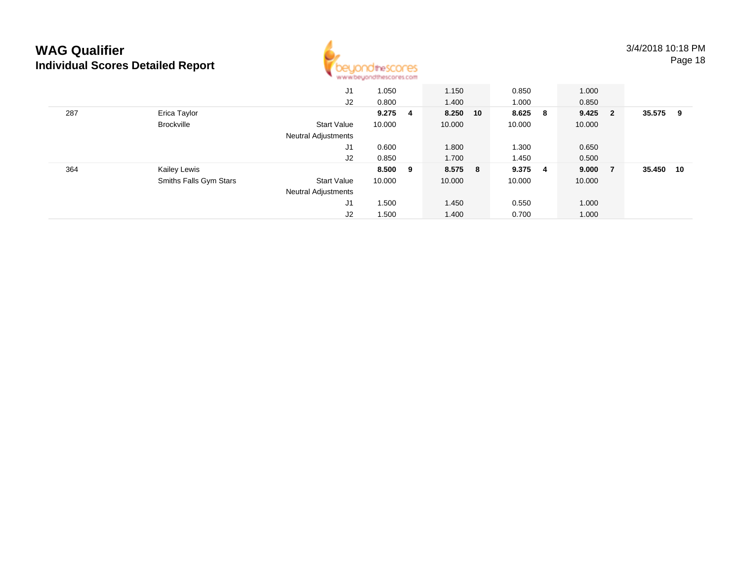# WAG Qualifier
## Individual Scores Detailed Report

3/4/2018 10:18 PM

| | | | | | | | | | | | | |
|---|---|---|---|---|---|---|---|---|---|---|---|---|
| | | J1 | 1.050 | | 1.150 | | 0.850 | | 1.000 | | | |
| | | J2 | 0.800 | | 1.400 | | 1.000 | | 0.850 | | | |
| 287 | Erica Taylor | | **9.275** | **4** | **8.250** | **10** | **8.625** | **8** | **9.425** | **2** | **35.575** | **9** |
| | Brockville | Start Value | 10.000 | | 10.000 | | 10.000 | | 10.000 | | | |
| | | Neutral Adjustments | | | | | | | | | | |
| | | J1 | 0.600 | | 1.800 | | 1.300 | | 0.650 | | | |
| | | J2 | 0.850 | | 1.700 | | 1.450 | | 0.500 | | | |
| 364 | Kailey Lewis | | **8.500** | **9** | **8.575** | **8** | **9.375** | **4** | **9.000** | **7** | **35.450** | **10** |
| | Smiths Falls Gym Stars | Start Value | 10.000 | | 10.000 | | 10.000 | | 10.000 | | | |
| | | Neutral Adjustments | | | | | | | | | | |
| | | J1 | 1.500 | | 1.450 | | 0.550 | | 1.000 | | | |
| | | J2 | 1.500 | | 1.400 | | 0.700 | | 1.000 | | | |